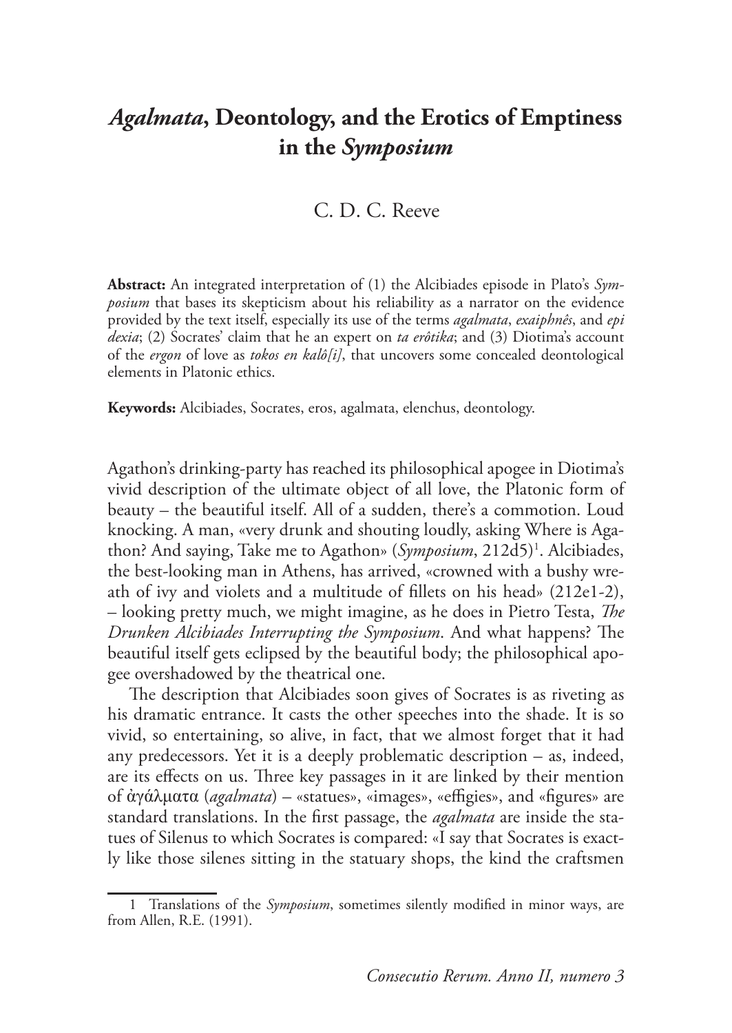# *Agalmata*, Deontology, and the Erotics of Emptiness in the *Symposium*

C. D. C. Reeve

**Abstract:** An integrated interpretation of (1) the Alcibiades episode in Plato's *Symposium* that bases its skepticism about his reliability as a narrator on the evidence provided by the text itself, especially its use of the terms *agalmata*, *exaiphnês*, and *epi dexia*; (2) Socrates' claim that he an expert on *ta erôtika*; and (3) Diotima's account of the *ergon* of love as *tokos en kalô[i]*, that uncovers some concealed deontological elements in Platonic ethics.

**Keywords:** Alcibiades, Socrates, eros, agalmata, elenchus, deontology.

Agathon's drinking-party has reached its philosophical apogee in Diotima's vivid description of the ultimate object of all love, the Platonic form of beauty – the beautiful itself. All of a sudden, there's a commotion. Loud knocking. A man, «very drunk and shouting loudly, asking Where is Agathon? And saying, Take me to Agathon» (*Symposium*, 212d5)[1]. Alcibiades, the best-looking man in Athens, has arrived, «crowned with a bushy wreath of ivy and violets and a multitude of fillets on his head» (212e1-2), – looking pretty much, we might imagine, as he does in Pietro Testa, *The Drunken Alcibiades Interrupting the Symposium*. And what happens? The beautiful itself gets eclipsed by the beautiful body; the philosophical apogee overshadowed by the theatrical one.

The description that Alcibiades soon gives of Socrates is as riveting as his dramatic entrance. It casts the other speeches into the shade. It is so vivid, so entertaining, so alive, in fact, that we almost forget that it had any predecessors. Yet it is a deeply problematic description – as, indeed, are its effects on us. Three key passages in it are linked by their mention of ἀγάλματα (*agalmata*) – «statues», «images», «effigies», and «figures» are standard translations. In the first passage, the *agalmata* are inside the statues of Silenus to which Socrates is compared: «I say that Socrates is exactly like those silenes sitting in the statuary shops, the kind the craftsmen

1 Translations of the *Symposium*, sometimes silently modified in minor ways, are from Allen, R.E. (1991).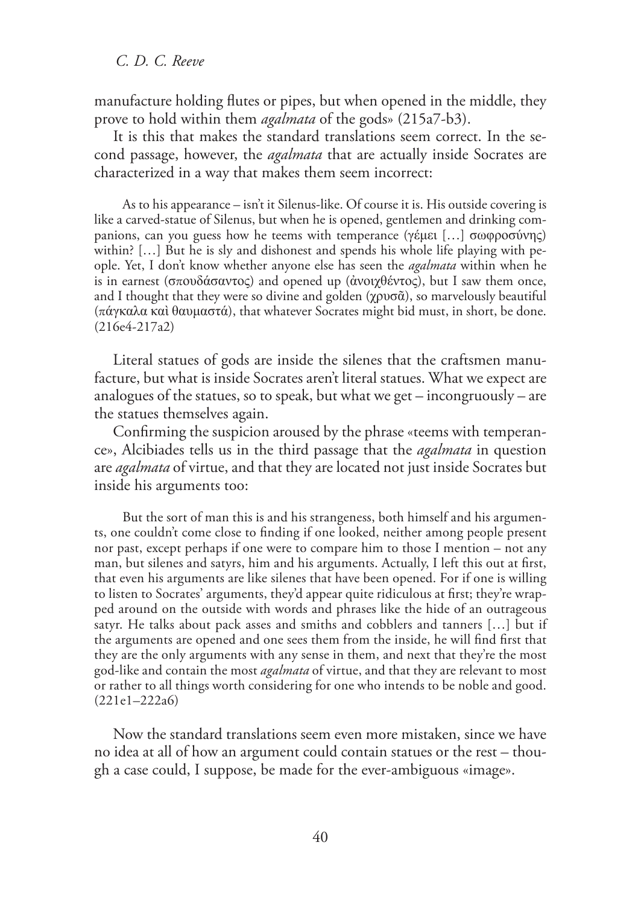manufacture holding flutes or pipes, but when opened in the middle, they prove to hold within them *agalmata* of the gods» (215a7-b3).

It is this that makes the standard translations seem correct. In the second passage, however, the *agalmata* that are actually inside Socrates are characterized in a way that makes them seem incorrect:

> As to his appearance – isn't it Silenus-like. Of course it is. His outside covering is like a carved-statue of Silenus, but when he is opened, gentlemen and drinking companions, can you guess how he teems with temperance (γέμει […] σωφροσύνης) within? […] But he is sly and dishonest and spends his whole life playing with people. Yet, I don't know whether anyone else has seen the *agalmata* within when he is in earnest (σπουδάσαντος) and opened up (ἀνοιχθέντος), but I saw them once, and I thought that they were so divine and golden (χρυσᾶ), so marvelously beautiful (πάγκαλα καὶ θαυμαστά), that whatever Socrates might bid must, in short, be done. (216e4-217a2)

Literal statues of gods are inside the silenes that the craftsmen manufacture, but what is inside Socrates aren't literal statues. What we expect are analogues of the statues, so to speak, but what we get – incongruously – are the statues themselves again.

Confirming the suspicion aroused by the phrase «teems with temperance», Alcibiades tells us in the third passage that the *agalmata* in question are *agalmata* of virtue, and that they are located not just inside Socrates but inside his arguments too:

> But the sort of man this is and his strangeness, both himself and his arguments, one couldn't come close to finding if one looked, neither among people present nor past, except perhaps if one were to compare him to those I mention – not any man, but silenes and satyrs, him and his arguments. Actually, I left this out at first, that even his arguments are like silenes that have been opened. For if one is willing to listen to Socrates' arguments, they'd appear quite ridiculous at first; they're wrapped around on the outside with words and phrases like the hide of an outrageous satyr. He talks about pack asses and smiths and cobblers and tanners […] but if the arguments are opened and one sees them from the inside, he will find first that they are the only arguments with any sense in them, and next that they're the most god-like and contain the most *agalmata* of virtue, and that they are relevant to most or rather to all things worth considering for one who intends to be noble and good. (221e1–222a6)

Now the standard translations seem even more mistaken, since we have no idea at all of how an argument could contain statues or the rest – though a case could, I suppose, be made for the ever-ambiguous «image».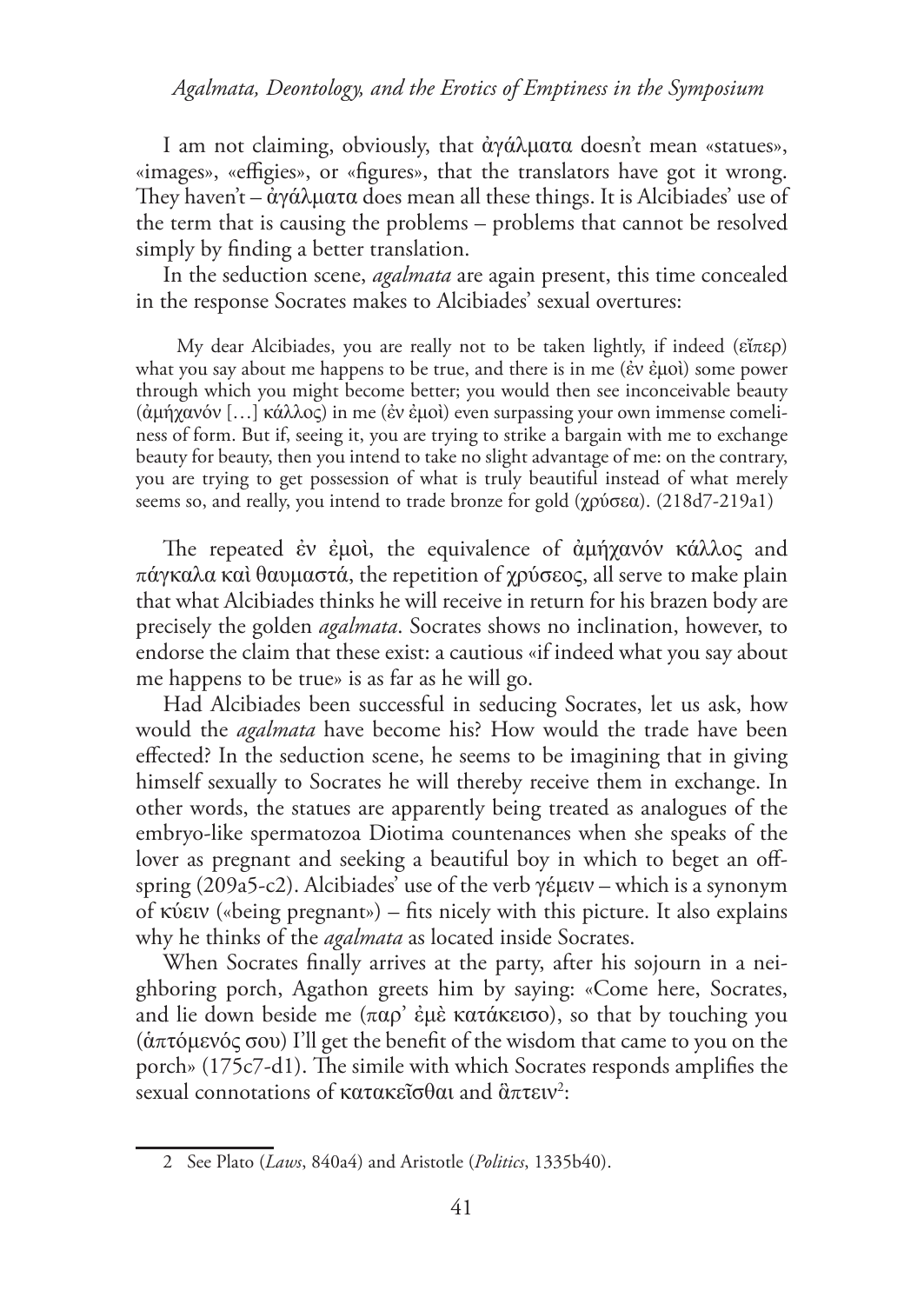I am not claiming, obviously, that ἀγάλματα doesn't mean «statues», «images», «effigies», or «figures», that the translators have got it wrong. They haven't – ἀγάλματα does mean all these things. It is Alcibiades' use of the term that is causing the problems – problems that cannot be resolved simply by finding a better translation.

In the seduction scene, *agalmata* are again present, this time concealed in the response Socrates makes to Alcibiades' sexual overtures:

> My dear Alcibiades, you are really not to be taken lightly, if indeed (εἴπερ) what you say about me happens to be true, and there is in me (ἐν ἐμοὶ) some power through which you might become better; you would then see inconceivable beauty (ἀμήχανόν […] κάλλος) in me (ἐν ἐμοὶ) even surpassing your own immense comeliness of form. But if, seeing it, you are trying to strike a bargain with me to exchange beauty for beauty, then you intend to take no slight advantage of me: on the contrary, you are trying to get possession of what is truly beautiful instead of what merely seems so, and really, you intend to trade bronze for gold (χρύσεα). (218d7-219a1)

The repeated ἐν ἐμοὶ, the equivalence of ἀμήχανόν κάλλος and πάγκαλα καὶ θαυμαστά, the repetition of χρύσεος, all serve to make plain that what Alcibiades thinks he will receive in return for his brazen body are precisely the golden *agalmata*. Socrates shows no inclination, however, to endorse the claim that these exist: a cautious «if indeed what you say about me happens to be true» is as far as he will go.

Had Alcibiades been successful in seducing Socrates, let us ask, how would the *agalmata* have become his? How would the trade have been effected? In the seduction scene, he seems to be imagining that in giving himself sexually to Socrates he will thereby receive them in exchange. In other words, the statues are apparently being treated as analogues of the embryo-like spermatozoa Diotima countenances when she speaks of the lover as pregnant and seeking a beautiful boy in which to beget an offspring (209a5-c2). Alcibiades' use of the verb γέμειν – which is a synonym of κύειν («being pregnant») – fits nicely with this picture. It also explains why he thinks of the *agalmata* as located inside Socrates.

When Socrates finally arrives at the party, after his sojourn in a neighboring porch, Agathon greets him by saying: «Come here, Socrates, and lie down beside me (παρ' ἐμὲ κατάκεισο), so that by touching you (ἁπτόμενός σου) I'll get the benefit of the wisdom that came to you on the porch» (175c7-d1). The simile with which Socrates responds amplifies the sexual connotations of κατακεῖσθαι and ἅπτειν[2]:

---

2 See Plato (*Laws*, 840a4) and Aristotle (*Politics*, 1335b40).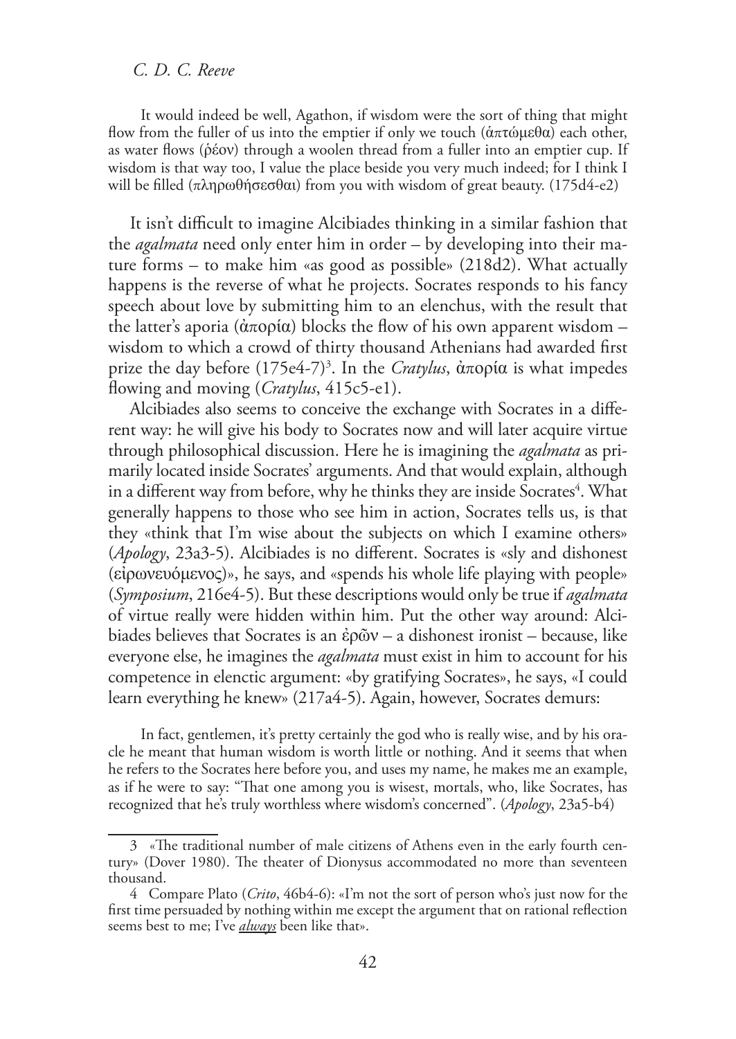> It would indeed be well, Agathon, if wisdom were the sort of thing that might flow from the fuller of us into the emptier if only we touch (ἁπτώμεθα) each other, as water flows (ῥέον) through a woolen thread from a fuller into an emptier cup. If wisdom is that way too, I value the place beside you very much indeed; for I think I will be filled (πληρωθήσεσθαι) from you with wisdom of great beauty. (175d4-e2)

It isn't difficult to imagine Alcibiades thinking in a similar fashion that the *agalmata* need only enter him in order – by developing into their mature forms – to make him «as good as possible» (218d2). What actually happens is the reverse of what he projects. Socrates responds to his fancy speech about love by submitting him to an elenchus, with the result that the latter's aporia (ἀπορία) blocks the flow of his own apparent wisdom – wisdom to which a crowd of thirty thousand Athenians had awarded first prize the day before (175e4-7)[3]. In the *Cratylus*, ἀπορία is what impedes flowing and moving (*Cratylus*, 415c5-e1).

Alcibiades also seems to conceive the exchange with Socrates in a different way: he will give his body to Socrates now and will later acquire virtue through philosophical discussion. Here he is imagining the *agalmata* as primarily located inside Socrates' arguments. And that would explain, although in a different way from before, why he thinks they are inside Socrates[4]. What generally happens to those who see him in action, Socrates tells us, is that they «think that I'm wise about the subjects on which I examine others» (*Apology*, 23a3-5). Alcibiades is no different. Socrates is «sly and dishonest (εἰρωνευόμενος)», he says, and «spends his whole life playing with people» (*Symposium*, 216e4-5). But these descriptions would only be true if *agalmata* of virtue really were hidden within him. Put the other way around: Alcibiades believes that Socrates is an ἐρῶν – a dishonest ironist – because, like everyone else, he imagines the *agalmata* must exist in him to account for his competence in elenctic argument: «by gratifying Socrates», he says, «I could learn everything he knew» (217a4-5). Again, however, Socrates demurs:

> In fact, gentlemen, it's pretty certainly the god who is really wise, and by his oracle he meant that human wisdom is worth little or nothing. And it seems that when he refers to the Socrates here before you, and uses my name, he makes me an example, as if he were to say: "That one among you is wisest, mortals, who, like Socrates, has recognized that he's truly worthless where wisdom's concerned". (*Apology*, 23a5-b4)

---

3 «The traditional number of male citizens of Athens even in the early fourth century» (Dover 1980). The theater of Dionysus accommodated no more than seventeen thousand.

4 Compare Plato (*Crito*, 46b4-6): «I'm not the sort of person who's just now for the first time persuaded by nothing within me except the argument that on rational reflection seems best to me; I've ***always*** been like that».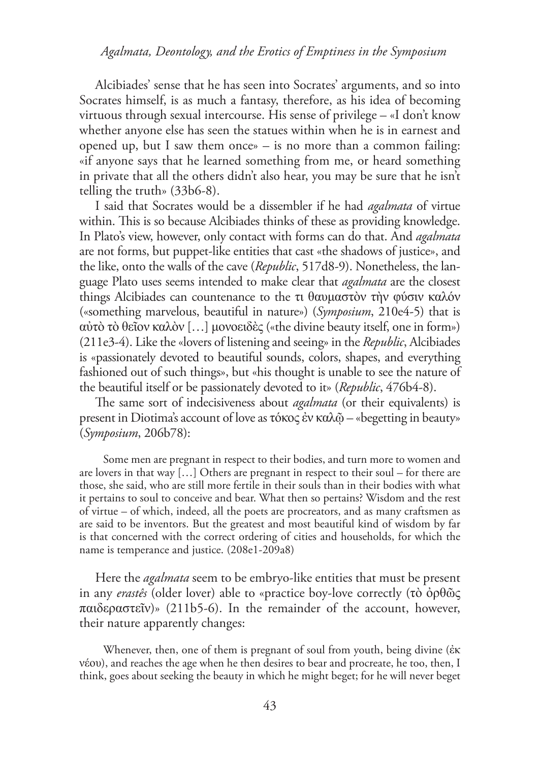Alcibiades' sense that he has seen into Socrates' arguments, and so into Socrates himself, is as much a fantasy, therefore, as his idea of becoming virtuous through sexual intercourse. His sense of privilege – «I don't know whether anyone else has seen the statues within when he is in earnest and opened up, but I saw them once» – is no more than a common failing: «if anyone says that he learned something from me, or heard something in private that all the others didn't also hear, you may be sure that he isn't telling the truth» (33b6-8).

I said that Socrates would be a dissembler if he had *agalmata* of virtue within. This is so because Alcibiades thinks of these as providing knowledge. In Plato's view, however, only contact with forms can do that. And *agalmata* are not forms, but puppet-like entities that cast «the shadows of justice», and the like, onto the walls of the cave (*Republic*, 517d8-9). Nonetheless, the language Plato uses seems intended to make clear that *agalmata* are the closest things Alcibiades can countenance to the τι θαυμαστὸν τὴν φύσιν καλόν («something marvelous, beautiful in nature») (*Symposium*, 210e4-5) that is αὐτὸ τὸ θεῖον καλὸν […] μονοειδὲς («the divine beauty itself, one in form») (211e3-4). Like the «lovers of listening and seeing» in the *Republic*, Alcibiades is «passionately devoted to beautiful sounds, colors, shapes, and everything fashioned out of such things», but «his thought is unable to see the nature of the beautiful itself or be passionately devoted to it» (*Republic*, 476b4-8).

The same sort of indecisiveness about *agalmata* (or their equivalents) is present in Diotima's account of love as τόκος ἐν καλῷ – «begetting in beauty» (*Symposium*, 206b78):

> Some men are pregnant in respect to their bodies, and turn more to women and are lovers in that way […] Others are pregnant in respect to their soul – for there are those, she said, who are still more fertile in their souls than in their bodies with what it pertains to soul to conceive and bear. What then so pertains? Wisdom and the rest of virtue – of which, indeed, all the poets are procreators, and as many craftsmen as are said to be inventors. But the greatest and most beautiful kind of wisdom by far is that concerned with the correct ordering of cities and households, for which the name is temperance and justice. (208e1-209a8)

Here the *agalmata* seem to be embryo-like entities that must be present in any *erastês* (older lover) able to «practice boy-love correctly (τὸ ὀρθῶς παιδεραστεῖν)» (211b5-6). In the remainder of the account, however, their nature apparently changes:

> Whenever, then, one of them is pregnant of soul from youth, being divine (ἐκ νέου), and reaches the age when he then desires to bear and procreate, he too, then, I think, goes about seeking the beauty in which he might beget; for he will never beget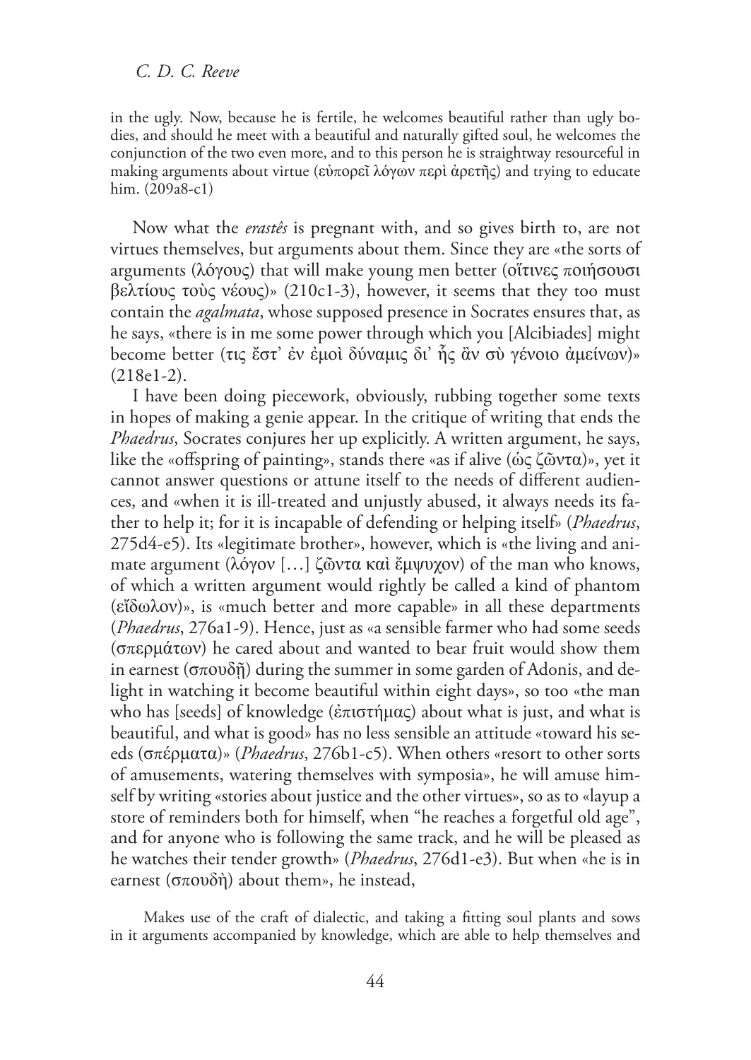in the ugly. Now, because he is fertile, he welcomes beautiful rather than ugly bodies, and should he meet with a beautiful and naturally gifted soul, he welcomes the conjunction of the two even more, and to this person he is straightway resourceful in making arguments about virtue (εὐπορεῖ λόγων περὶ ἀρετῆς) and trying to educate him. (209a8-c1)

Now what the *erastês* is pregnant with, and so gives birth to, are not virtues themselves, but arguments about them. Since they are «the sorts of arguments (λόγους) that will make young men better (οἵτινες ποιήσουσι βελτίους τοὺς νέους)» (210c1-3), however, it seems that they too must contain the *agalmata*, whose supposed presence in Socrates ensures that, as he says, «there is in me some power through which you [Alcibiades] might become better (τις ἔστ᾽ ἐν ἐμοὶ δύναμις δι᾽ ἧς ἂν σὺ γένοιο ἀμείνων)» (218e1-2).

I have been doing piecework, obviously, rubbing together some texts in hopes of making a genie appear. In the critique of writing that ends the *Phaedrus*, Socrates conjures her up explicitly. A written argument, he says, like the «offspring of painting», stands there «as if alive (ὡς ζῶντα)», yet it cannot answer questions or attune itself to the needs of different audiences, and «when it is ill-treated and unjustly abused, it always needs its father to help it; for it is incapable of defending or helping itself» (*Phaedrus*, 275d4-e5). Its «legitimate brother», however, which is «the living and animate argument (λόγον […] ζῶντα καὶ ἔμψυχον) of the man who knows, of which a written argument would rightly be called a kind of phantom (εἴδωλον)», is «much better and more capable» in all these departments (*Phaedrus*, 276a1-9). Hence, just as «a sensible farmer who had some seeds (σπερμάτων) he cared about and wanted to bear fruit would show them in earnest (σπουδῇ) during the summer in some garden of Adonis, and delight in watching it become beautiful within eight days», so too «the man who has [seeds] of knowledge (ἐπιστήμας) about what is just, and what is beautiful, and what is good» has no less sensible an attitude «toward his seeds (σπέρματα)» (*Phaedrus*, 276b1-c5). When others «resort to other sorts of amusements, watering themselves with symposia», he will amuse himself by writing «stories about justice and the other virtues», so as to «layup a store of reminders both for himself, when "he reaches a forgetful old age", and for anyone who is following the same track, and he will be pleased as he watches their tender growth» (*Phaedrus*, 276d1-e3). But when «he is in earnest (σπουδὴ) about them», he instead,

Makes use of the craft of dialectic, and taking a fitting soul plants and sows in it arguments accompanied by knowledge, which are able to help themselves and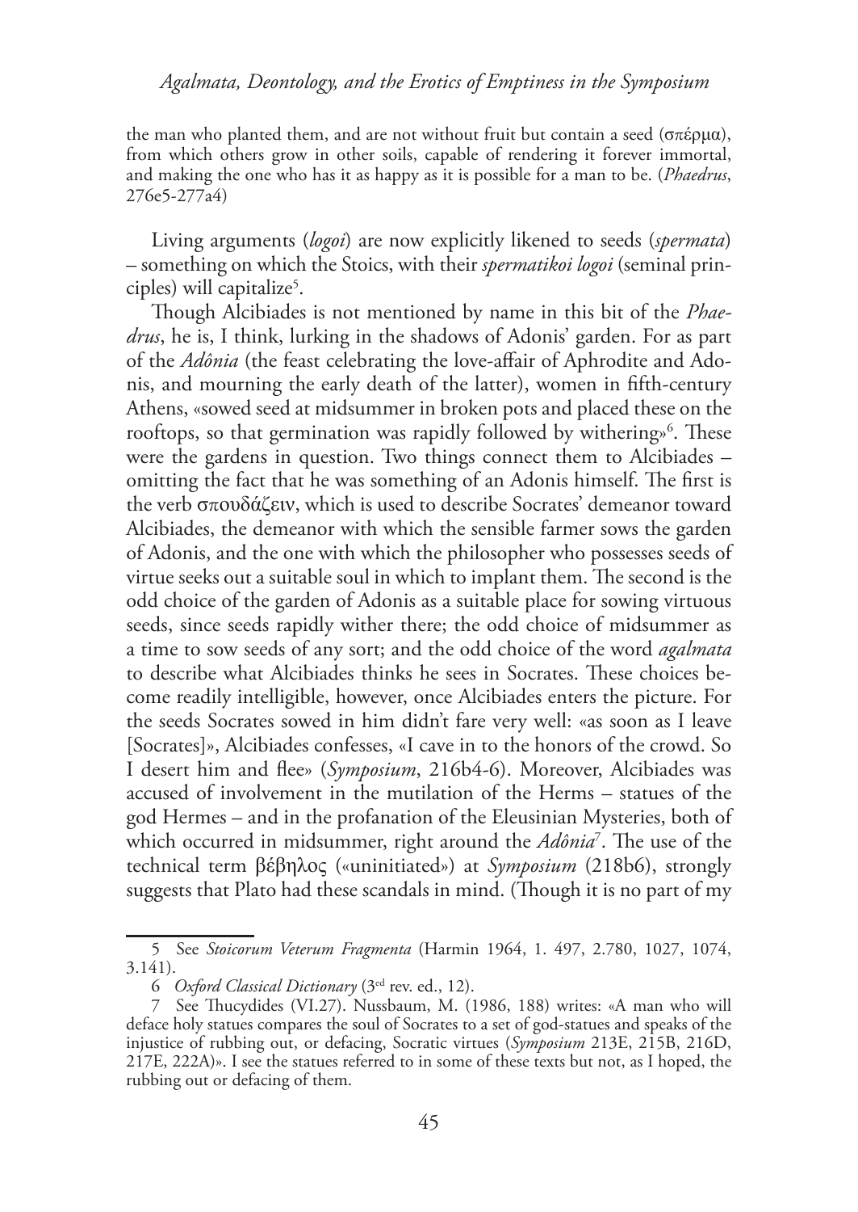the man who planted them, and are not without fruit but contain a seed (σπέρμα), from which others grow in other soils, capable of rendering it forever immortal, and making the one who has it as happy as it is possible for a man to be. (*Phaedrus*, 276e5-277a4)

Living arguments (*logoi*) are now explicitly likened to seeds (*spermata*) – something on which the Stoics, with their *spermatikoi logoi* (seminal principles) will capitalize[5].

Though Alcibiades is not mentioned by name in this bit of the *Phaedrus*, he is, I think, lurking in the shadows of Adonis' garden. For as part of the *Adônia* (the feast celebrating the love-affair of Aphrodite and Adonis, and mourning the early death of the latter), women in fifth-century Athens, «sowed seed at midsummer in broken pots and placed these on the rooftops, so that germination was rapidly followed by withering»[6]. These were the gardens in question. Two things connect them to Alcibiades – omitting the fact that he was something of an Adonis himself. The first is the verb σπουδάζειν, which is used to describe Socrates' demeanor toward Alcibiades, the demeanor with which the sensible farmer sows the garden of Adonis, and the one with which the philosopher who possesses seeds of virtue seeks out a suitable soul in which to implant them. The second is the odd choice of the garden of Adonis as a suitable place for sowing virtuous seeds, since seeds rapidly wither there; the odd choice of midsummer as a time to sow seeds of any sort; and the odd choice of the word *agalmata* to describe what Alcibiades thinks he sees in Socrates. These choices become readily intelligible, however, once Alcibiades enters the picture. For the seeds Socrates sowed in him didn't fare very well: «as soon as I leave [Socrates]», Alcibiades confesses, «I cave in to the honors of the crowd. So I desert him and flee» (*Symposium*, 216b4-6). Moreover, Alcibiades was accused of involvement in the mutilation of the Herms – statues of the god Hermes – and in the profanation of the Eleusinian Mysteries, both of which occurred in midsummer, right around the *Adônia*[7]. The use of the technical term βέβηλος («uninitiated») at *Symposium* (218b6), strongly suggests that Plato had these scandals in mind. (Though it is no part of my

5 See *Stoicorum Veterum Fragmenta* (Harmin 1964, 1. 497, 2.780, 1027, 1074, 3.141).

6 *Oxford Classical Dictionary* (3[ed] rev. ed., 12).

7 See Thucydides (VI.27). Nussbaum, M. (1986, 188) writes: «A man who will deface holy statues compares the soul of Socrates to a set of god-statues and speaks of the injustice of rubbing out, or defacing, Socratic virtues (*Symposium* 213E, 215B, 216D, 217E, 222A)». I see the statues referred to in some of these texts but not, as I hoped, the rubbing out or defacing of them.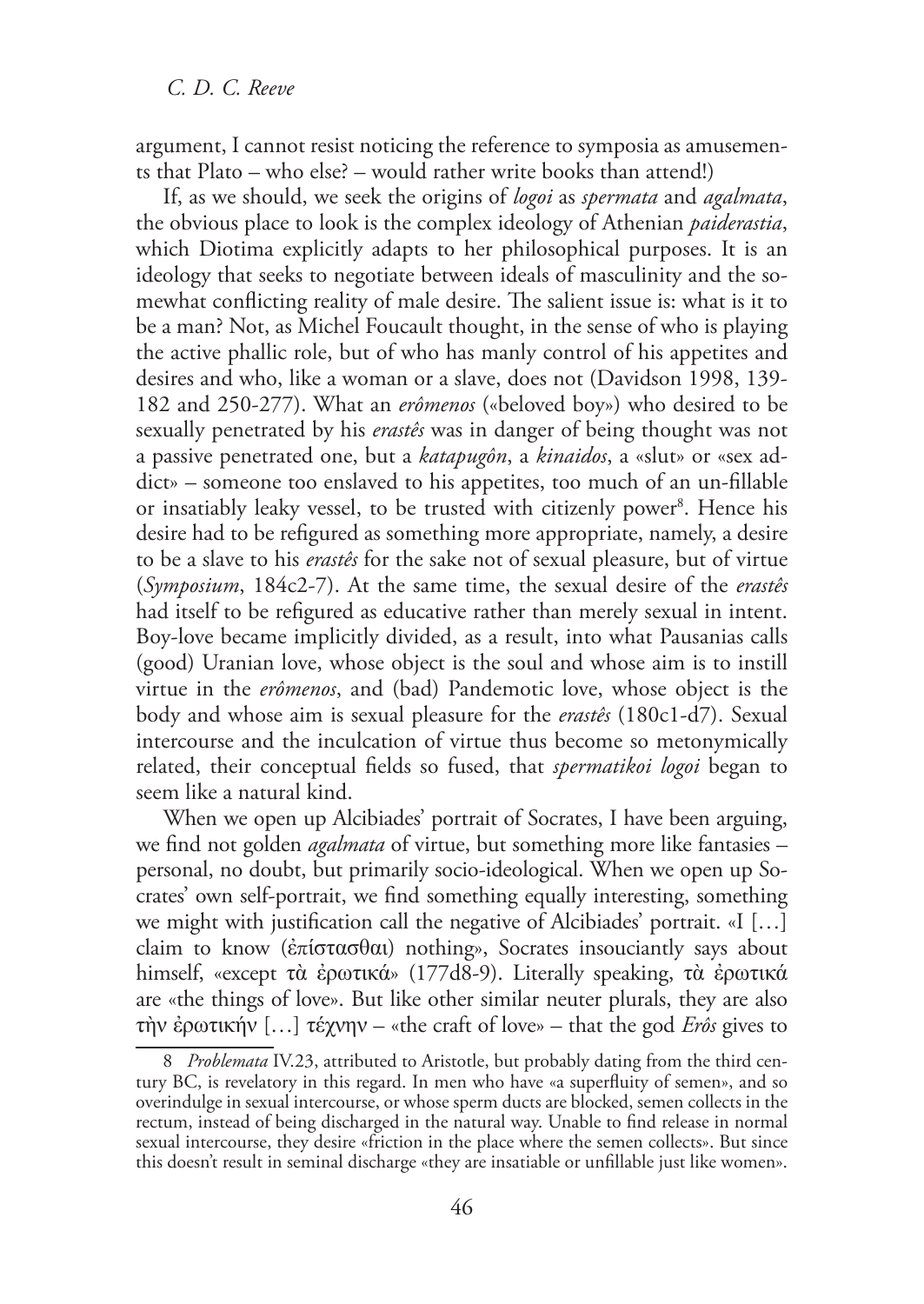argument, I cannot resist noticing the reference to symposia as amusements that Plato – who else? – would rather write books than attend!)

If, as we should, we seek the origins of *logoi* as *spermata* and *agalmata*, the obvious place to look is the complex ideology of Athenian *paiderastia*, which Diotima explicitly adapts to her philosophical purposes. It is an ideology that seeks to negotiate between ideals of masculinity and the somewhat conflicting reality of male desire. The salient issue is: what is it to be a man? Not, as Michel Foucault thought, in the sense of who is playing the active phallic role, but of who has manly control of his appetites and desires and who, like a woman or a slave, does not (Davidson 1998, 139-182 and 250-277). What an *erômenos* («beloved boy») who desired to be sexually penetrated by his *erastês* was in danger of being thought was not a passive penetrated one, but a *katapugôn*, a *kinaidos*, a «slut» or «sex addict» – someone too enslaved to his appetites, too much of an un-fillable or insatiably leaky vessel, to be trusted with citizenly power[8]. Hence his desire had to be refigured as something more appropriate, namely, a desire to be a slave to his *erastês* for the sake not of sexual pleasure, but of virtue (*Symposium*, 184c2-7). At the same time, the sexual desire of the *erastês* had itself to be refigured as educative rather than merely sexual in intent. Boy-love became implicitly divided, as a result, into what Pausanias calls (good) Uranian love, whose object is the soul and whose aim is to instill virtue in the *erômenos*, and (bad) Pandemotic love, whose object is the body and whose aim is sexual pleasure for the *erastês* (180c1-d7). Sexual intercourse and the inculcation of virtue thus become so metonymically related, their conceptual fields so fused, that *spermatikoi logoi* began to seem like a natural kind.

When we open up Alcibiades' portrait of Socrates, I have been arguing, we find not golden *agalmata* of virtue, but something more like fantasies – personal, no doubt, but primarily socio-ideological. When we open up Socrates' own self-portrait, we find something equally interesting, something we might with justification call the negative of Alcibiades' portrait. «I […] claim to know (ἐπίστασθαι) nothing», Socrates insouciantly says about himself, «except τὰ ἐρωτικά» (177d8-9). Literally speaking, τὰ ἐρωτικά are «the things of love». But like other similar neuter plurals, they are also τὴν ἐρωτικήν […] τέχνην – «the craft of love» – that the god *Erôs* gives to

---

8 *Problemata* IV.23, attributed to Aristotle, but probably dating from the third century BC, is revelatory in this regard. In men who have «a superfluity of semen», and so overindulge in sexual intercourse, or whose sperm ducts are blocked, semen collects in the rectum, instead of being discharged in the natural way. Unable to find release in normal sexual intercourse, they desire «friction in the place where the semen collects». But since this doesn't result in seminal discharge «they are insatiable or unfillable just like women».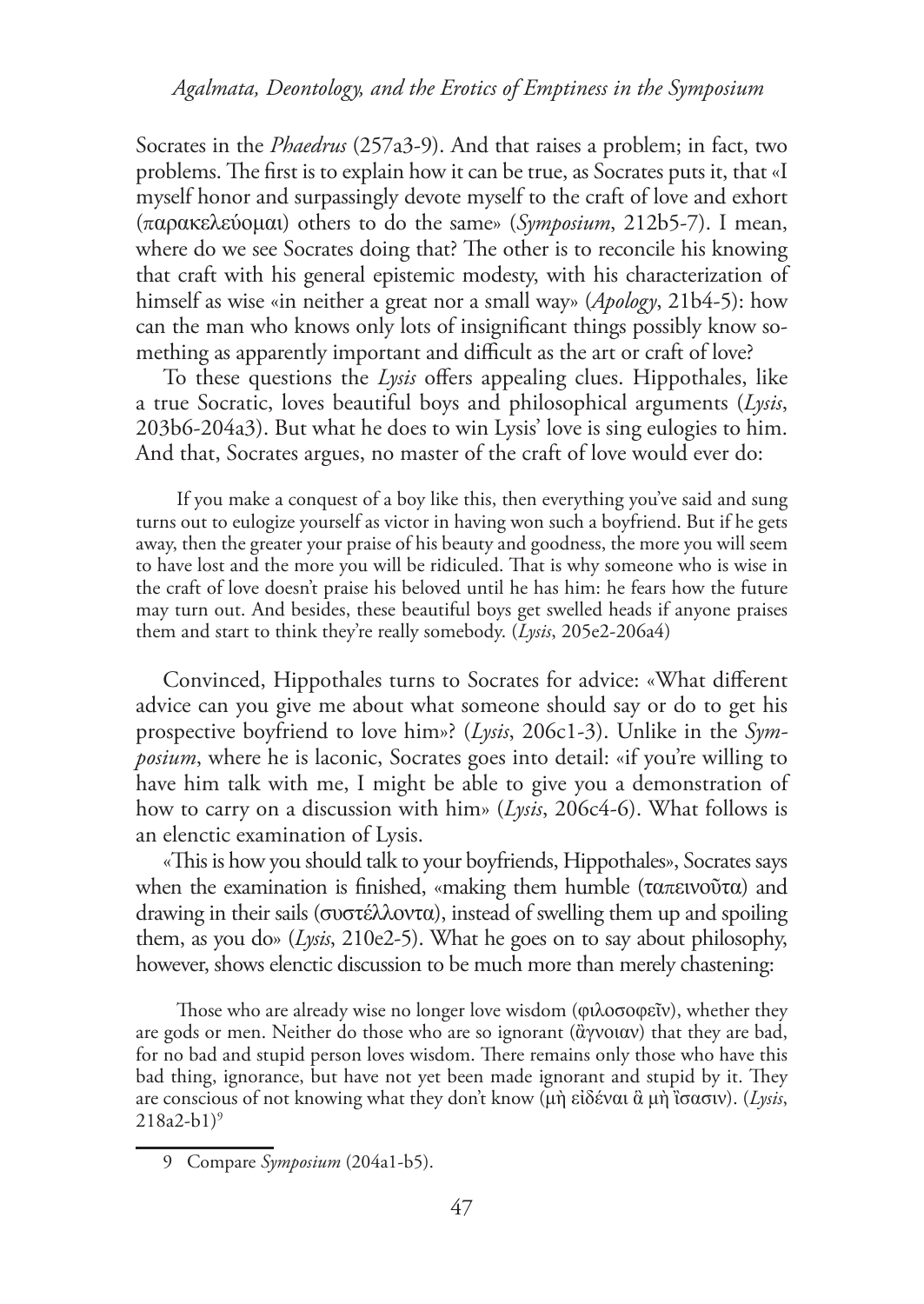Socrates in the *Phaedrus* (257a3-9). And that raises a problem; in fact, two problems. The first is to explain how it can be true, as Socrates puts it, that «I myself honor and surpassingly devote myself to the craft of love and exhort (παρακελεύομαι) others to do the same» (*Symposium*, 212b5-7). I mean, where do we see Socrates doing that? The other is to reconcile his knowing that craft with his general epistemic modesty, with his characterization of himself as wise «in neither a great nor a small way» (*Apology*, 21b4-5): how can the man who knows only lots of insignificant things possibly know something as apparently important and difficult as the art or craft of love?

To these questions the *Lysis* offers appealing clues. Hippothales, like a true Socratic, loves beautiful boys and philosophical arguments (*Lysis*, 203b6-204a3). But what he does to win Lysis' love is sing eulogies to him. And that, Socrates argues, no master of the craft of love would ever do:

> If you make a conquest of a boy like this, then everything you've said and sung turns out to eulogize yourself as victor in having won such a boyfriend. But if he gets away, then the greater your praise of his beauty and goodness, the more you will seem to have lost and the more you will be ridiculed. That is why someone who is wise in the craft of love doesn't praise his beloved until he has him: he fears how the future may turn out. And besides, these beautiful boys get swelled heads if anyone praises them and start to think they're really somebody. (*Lysis*, 205e2-206a4)

Convinced, Hippothales turns to Socrates for advice: «What different advice can you give me about what someone should say or do to get his prospective boyfriend to love him»? (*Lysis*, 206c1-3). Unlike in the *Symposium*, where he is laconic, Socrates goes into detail: «if you're willing to have him talk with me, I might be able to give you a demonstration of how to carry on a discussion with him» (*Lysis*, 206c4-6). What follows is an elenctic examination of Lysis.

«This is how you should talk to your boyfriends, Hippothales», Socrates says when the examination is finished, «making them humble (ταπεινοῦτα) and drawing in their sails (συστέλλοντα), instead of swelling them up and spoiling them, as you do» (*Lysis*, 210e2-5). What he goes on to say about philosophy, however, shows elenctic discussion to be much more than merely chastening:

> Those who are already wise no longer love wisdom (φιλοσοφεῖν), whether they are gods or men. Neither do those who are so ignorant (ἄγνοιαν) that they are bad, for no bad and stupid person loves wisdom. There remains only those who have this bad thing, ignorance, but have not yet been made ignorant and stupid by it. They are conscious of not knowing what they don't know (μὴ εἰδέναι ἃ μὴ ἴσασιν). (*Lysis*, 218a2-b1)[9]

9 Compare *Symposium* (204a1-b5).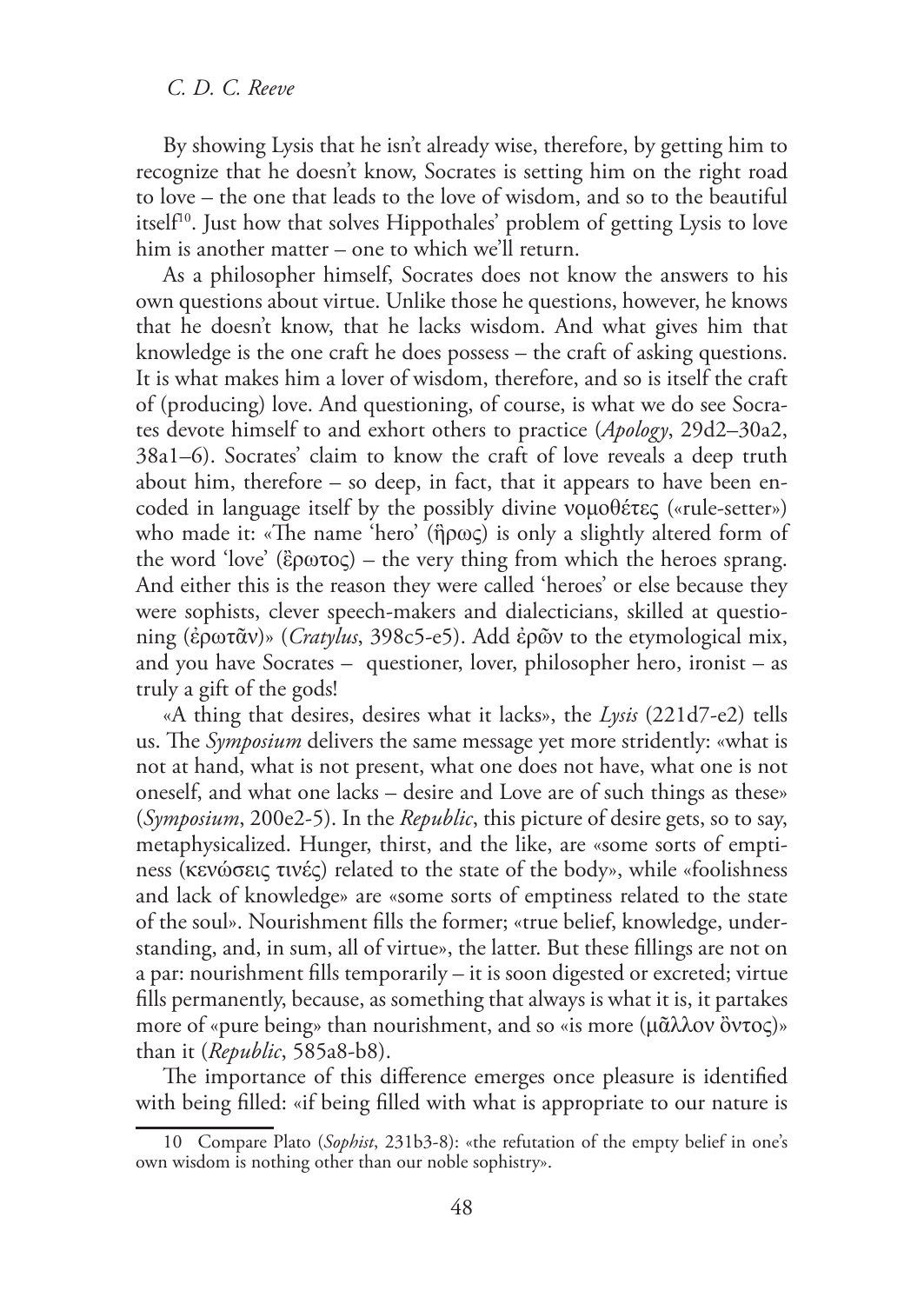By showing Lysis that he isn't already wise, therefore, by getting him to recognize that he doesn't know, Socrates is setting him on the right road to love – the one that leads to the love of wisdom, and so to the beautiful itself[10]. Just how that solves Hippothales' problem of getting Lysis to love him is another matter – one to which we'll return.

As a philosopher himself, Socrates does not know the answers to his own questions about virtue. Unlike those he questions, however, he knows that he doesn't know, that he lacks wisdom. And what gives him that knowledge is the one craft he does possess – the craft of asking questions. It is what makes him a lover of wisdom, therefore, and so is itself the craft of (producing) love. And questioning, of course, is what we do see Socrates devote himself to and exhort others to practice (*Apology*, 29d2–30a2, 38a1–6). Socrates' claim to know the craft of love reveals a deep truth about him, therefore – so deep, in fact, that it appears to have been encoded in language itself by the possibly divine νομοθέτες («rule-setter») who made it: «The name 'hero' (ἥρως) is only a slightly altered form of the word 'love' (ἔρωτος) – the very thing from which the heroes sprang. And either this is the reason they were called 'heroes' or else because they were sophists, clever speech-makers and dialecticians, skilled at questioning (ἐρωτᾶν)» (*Cratylus*, 398c5-e5). Add ἐρῶν to the etymological mix, and you have Socrates – questioner, lover, philosopher hero, ironist – as truly a gift of the gods!

«A thing that desires, desires what it lacks», the *Lysis* (221d7-e2) tells us. The *Symposium* delivers the same message yet more stridently: «what is not at hand, what is not present, what one does not have, what one is not oneself, and what one lacks – desire and Love are of such things as these» (*Symposium*, 200e2-5). In the *Republic*, this picture of desire gets, so to say, metaphysicalized. Hunger, thirst, and the like, are «some sorts of emptiness (κενώσεις τινές) related to the state of the body», while «foolishness and lack of knowledge» are «some sorts of emptiness related to the state of the soul». Nourishment fills the former; «true belief, knowledge, understanding, and, in sum, all of virtue», the latter. But these fillings are not on a par: nourishment fills temporarily – it is soon digested or excreted; virtue fills permanently, because, as something that always is what it is, it partakes more of «pure being» than nourishment, and so «is more (μᾶλλον ὄντος)» than it (*Republic*, 585a8-b8).

The importance of this difference emerges once pleasure is identified with being filled: «if being filled with what is appropriate to our nature is

[10] Compare Plato (*Sophist*, 231b3-8): «the refutation of the empty belief in one's own wisdom is nothing other than our noble sophistry».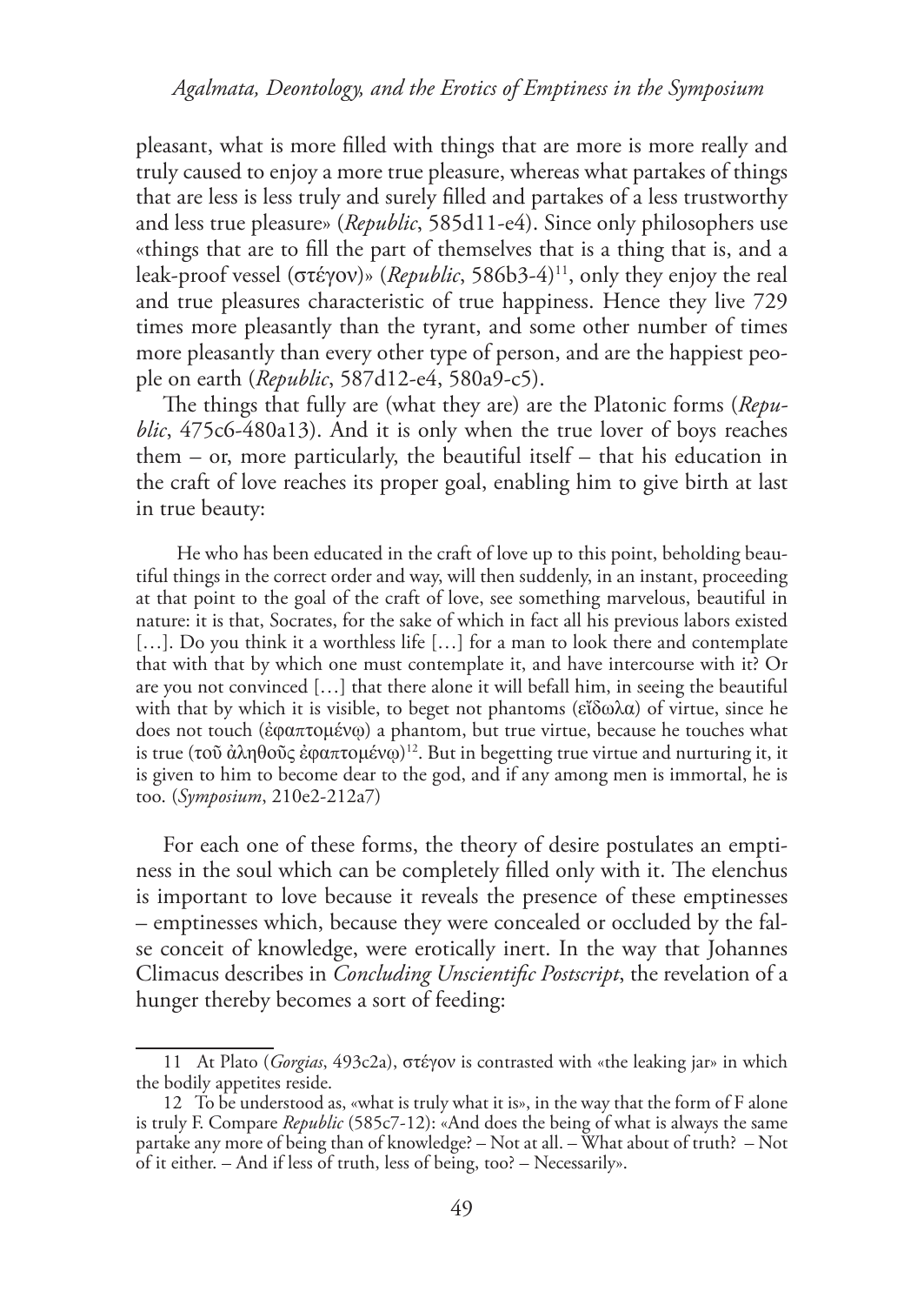pleasant, what is more filled with things that are more is more really and truly caused to enjoy a more true pleasure, whereas what partakes of things that are less is less truly and surely filled and partakes of a less trustworthy and less true pleasure» (*Republic*, 585d11-e4). Since only philosophers use «things that are to fill the part of themselves that is a thing that is, and a leak-proof vessel (στέγον)» (*Republic*, 586b3-4)[11], only they enjoy the real and true pleasures characteristic of true happiness. Hence they live 729 times more pleasantly than the tyrant, and some other number of times more pleasantly than every other type of person, and are the happiest people on earth (*Republic*, 587d12-e4, 580a9-c5).

The things that fully are (what they are) are the Platonic forms (*Republic*, 475c6-480a13). And it is only when the true lover of boys reaches them – or, more particularly, the beautiful itself – that his education in the craft of love reaches its proper goal, enabling him to give birth at last in true beauty:

> He who has been educated in the craft of love up to this point, beholding beautiful things in the correct order and way, will then suddenly, in an instant, proceeding at that point to the goal of the craft of love, see something marvelous, beautiful in nature: it is that, Socrates, for the sake of which in fact all his previous labors existed […]. Do you think it a worthless life […] for a man to look there and contemplate that with that by which one must contemplate it, and have intercourse with it? Or are you not convinced […] that there alone it will befall him, in seeing the beautiful with that by which it is visible, to beget not phantoms (εἴδωλα) of virtue, since he does not touch (ἐφαπτομένῳ) a phantom, but true virtue, because he touches what is true (τοῦ ἀληθοῦς ἐφαπτομένῳ)[12]. But in begetting true virtue and nurturing it, it is given to him to become dear to the god, and if any among men is immortal, he is too. (*Symposium*, 210e2-212a7)

For each one of these forms, the theory of desire postulates an emptiness in the soul which can be completely filled only with it. The elenchus is important to love because it reveals the presence of these emptinesses – emptinesses which, because they were concealed or occluded by the false conceit of knowledge, were erotically inert. In the way that Johannes Climacus describes in *Concluding Unscientific Postscript*, the revelation of a hunger thereby becomes a sort of feeding:

---

11 At Plato (*Gorgias*, 493c2a), στέγον is contrasted with «the leaking jar» in which the bodily appetites reside.

12 To be understood as, «what is truly what it is», in the way that the form of F alone is truly F. Compare *Republic* (585c7-12): «And does the being of what is always the same partake any more of being than of knowledge? – Not at all. – What about of truth? – Not of it either. – And if less of truth, less of being, too? – Necessarily».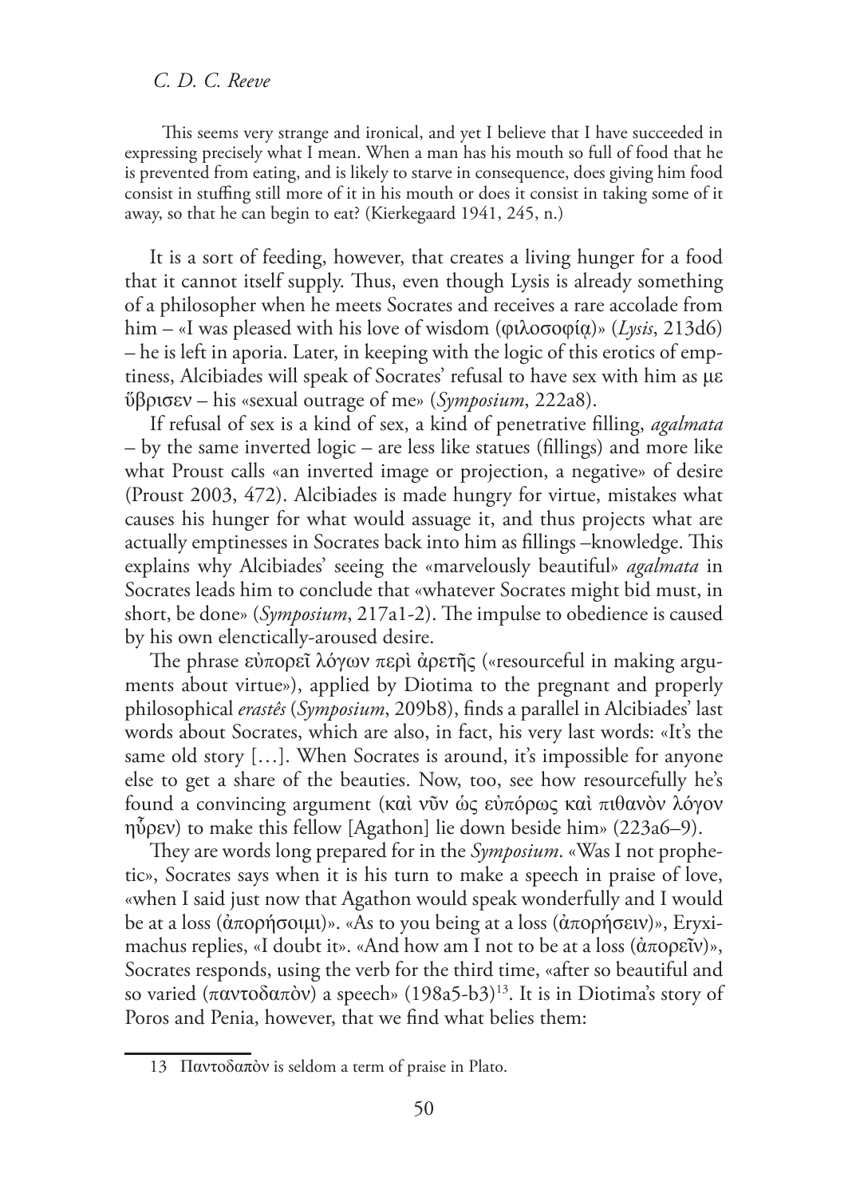This seems very strange and ironical, and yet I believe that I have succeeded in expressing precisely what I mean. When a man has his mouth so full of food that he is prevented from eating, and is likely to starve in consequence, does giving him food consist in stuffing still more of it in his mouth or does it consist in taking some of it away, so that he can begin to eat? (Kierkegaard 1941, 245, n.)

It is a sort of feeding, however, that creates a living hunger for a food that it cannot itself supply. Thus, even though Lysis is already something of a philosopher when he meets Socrates and receives a rare accolade from him – «I was pleased with his love of wisdom (φιλοσοφίᾳ)» (*Lysis*, 213d6) – he is left in aporia. Later, in keeping with the logic of this erotics of emptiness, Alcibiades will speak of Socrates' refusal to have sex with him as με ὕβρισεν – his «sexual outrage of me» (*Symposium*, 222a8).

If refusal of sex is a kind of sex, a kind of penetrative filling, *agalmata* – by the same inverted logic – are less like statues (fillings) and more like what Proust calls «an inverted image or projection, a negative» of desire (Proust 2003, 472). Alcibiades is made hungry for virtue, mistakes what causes his hunger for what would assuage it, and thus projects what are actually emptinesses in Socrates back into him as fillings –knowledge. This explains why Alcibiades' seeing the «marvelously beautiful» *agalmata* in Socrates leads him to conclude that «whatever Socrates might bid must, in short, be done» (*Symposium*, 217a1-2). The impulse to obedience is caused by his own elenctically-aroused desire.

The phrase εὐπορεῖ λόγων περὶ ἀρετῆς («resourceful in making arguments about virtue»), applied by Diotima to the pregnant and properly philosophical *erastês* (*Symposium*, 209b8), finds a parallel in Alcibiades' last words about Socrates, which are also, in fact, his very last words: «It's the same old story […]. When Socrates is around, it's impossible for anyone else to get a share of the beauties. Now, too, see how resourcefully he's found a convincing argument (καὶ νῦν ὡς εὐπόρως καὶ πιθανὸν λόγον ηὗρεν) to make this fellow [Agathon] lie down beside him» (223a6–9).

They are words long prepared for in the *Symposium*. «Was I not prophetic», Socrates says when it is his turn to make a speech in praise of love, «when I said just now that Agathon would speak wonderfully and I would be at a loss (ἀπορήσοιμι)». «As to you being at a loss (ἀπορήσειν)», Eryximachus replies, «I doubt it». «And how am I not to be at a loss (ἀπορεῖν)», Socrates responds, using the verb for the third time, «after so beautiful and so varied (παντοδαπὸν) a speech» (198a5-b3)[13]. It is in Diotima's story of Poros and Penia, however, that we find what belies them:

13 Παντοδαπὸν is seldom a term of praise in Plato.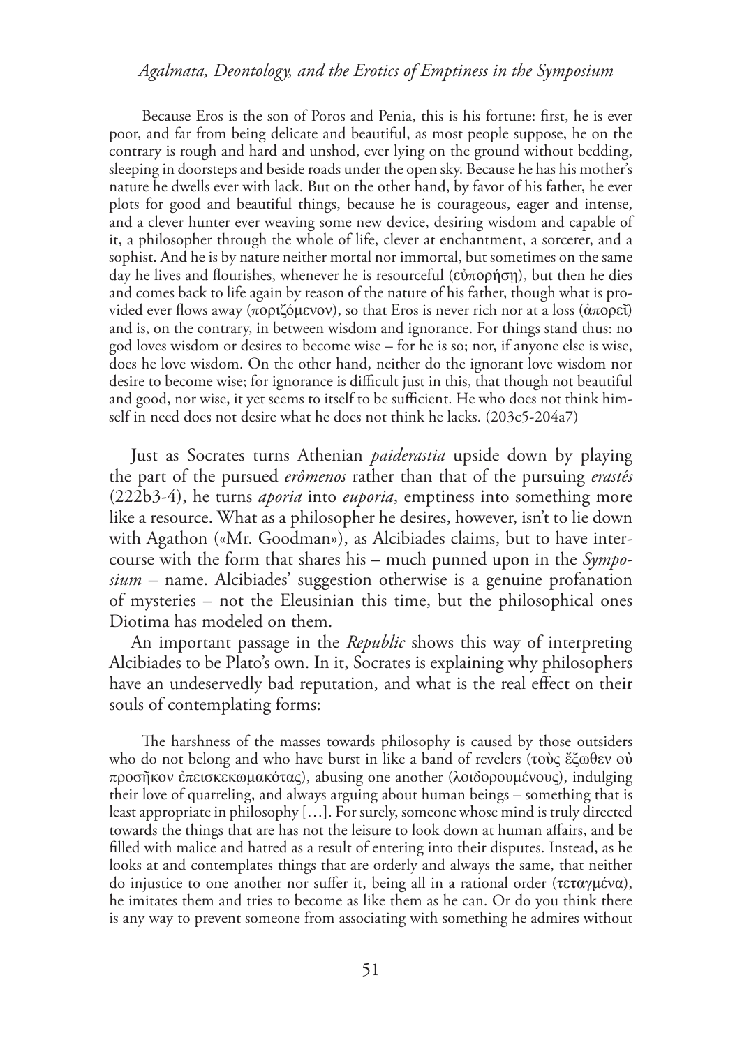> Because Eros is the son of Poros and Penia, this is his fortune: first, he is ever poor, and far from being delicate and beautiful, as most people suppose, he on the contrary is rough and hard and unshod, ever lying on the ground without bedding, sleeping in doorsteps and beside roads under the open sky. Because he has his mother's nature he dwells ever with lack. But on the other hand, by favor of his father, he ever plots for good and beautiful things, because he is courageous, eager and intense, and a clever hunter ever weaving some new device, desiring wisdom and capable of it, a philosopher through the whole of life, clever at enchantment, a sorcerer, and a sophist. And he is by nature neither mortal nor immortal, but sometimes on the same day he lives and flourishes, whenever he is resourceful (εὐπορήσῃ), but then he dies and comes back to life again by reason of the nature of his father, though what is provided ever flows away (πoριζόμενον), so that Eros is never rich nor at a loss (ἀπορεῖ) and is, on the contrary, in between wisdom and ignorance. For things stand thus: no god loves wisdom or desires to become wise – for he is so; nor, if anyone else is wise, does he love wisdom. On the other hand, neither do the ignorant love wisdom nor desire to become wise; for ignorance is difficult just in this, that though not beautiful and good, nor wise, it yet seems to itself to be sufficient. He who does not think himself in need does not desire what he does not think he lacks. (203c5-204a7)

Just as Socrates turns Athenian *paiderastia* upside down by playing the part of the pursued *erômenos* rather than that of the pursuing *erastês* (222b3-4), he turns *aporia* into *euporia*, emptiness into something more like a resource. What as a philosopher he desires, however, isn't to lie down with Agathon («Mr. Goodman»), as Alcibiades claims, but to have intercourse with the form that shares his – much punned upon in the *Symposium* – name. Alcibiades' suggestion otherwise is a genuine profanation of mysteries – not the Eleusinian this time, but the philosophical ones Diotima has modeled on them.

An important passage in the *Republic* shows this way of interpreting Alcibiades to be Plato's own. In it, Socrates is explaining why philosophers have an undeservedly bad reputation, and what is the real effect on their souls of contemplating forms:

> The harshness of the masses towards philosophy is caused by those outsiders who do not belong and who have burst in like a band of revelers (τοὺς ἔξωθεν οὐ προσῆκον ἐπεισκεκωμακότας), abusing one another (λοιδορουμένους), indulging their love of quarreling, and always arguing about human beings – something that is least appropriate in philosophy […]. For surely, someone whose mind is truly directed towards the things that are has not the leisure to look down at human affairs, and be filled with malice and hatred as a result of entering into their disputes. Instead, as he looks at and contemplates things that are orderly and always the same, that neither do injustice to one another nor suffer it, being all in a rational order (τεταγμένα), he imitates them and tries to become as like them as he can. Or do you think there is any way to prevent someone from associating with something he admires without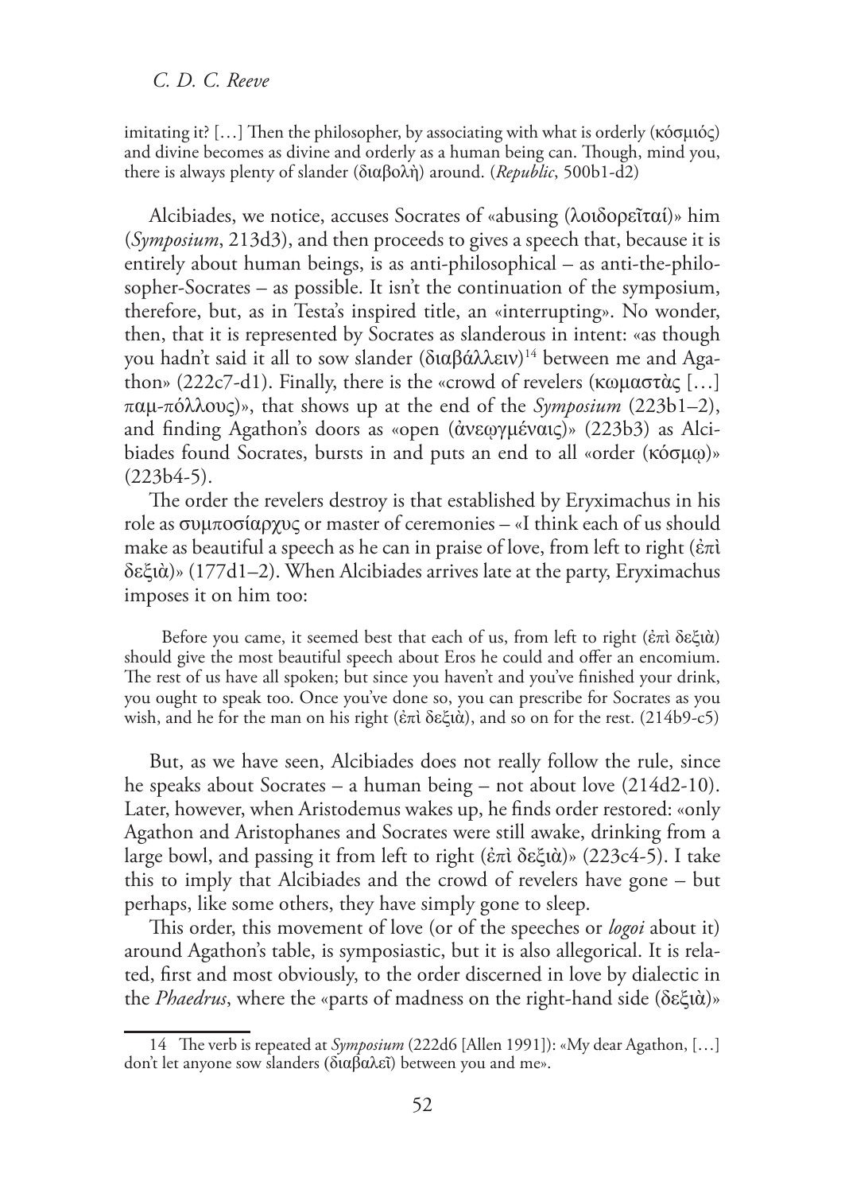imitating it? […] Then the philosopher, by associating with what is orderly (κόσμιός) and divine becomes as divine and orderly as a human being can. Though, mind you, there is always plenty of slander (διαβολὴ) around. (*Republic*, 500b1-d2)

Alcibiades, we notice, accuses Socrates of «abusing (λοιδορεῖταί)» him (*Symposium*, 213d3), and then proceeds to gives a speech that, because it is entirely about human beings, is as anti-philosophical – as anti-the-philosopher-Socrates – as possible. It isn't the continuation of the symposium, therefore, but, as in Testa's inspired title, an «interrupting». No wonder, then, that it is represented by Socrates as slanderous in intent: «as though you hadn't said it all to sow slander (διαβάλλειν)[14] between me and Agathon» (222c7-d1). Finally, there is the «crowd of revelers (κωμαστὰς […] παμ-πόλλους)», that shows up at the end of the *Symposium* (223b1–2), and finding Agathon's doors as «open (ἀνεῳγμέναις)» (223b3) as Alcibiades found Socrates, bursts in and puts an end to all «order (κόσμῳ)» (223b4-5).

The order the revelers destroy is that established by Eryximachus in his role as συμποσίαρχυς or master of ceremonies – «I think each of us should make as beautiful a speech as he can in praise of love, from left to right (ἐπὶ δεξιὰ)» (177d1–2). When Alcibiades arrives late at the party, Eryximachus imposes it on him too:

> Before you came, it seemed best that each of us, from left to right (ἐπὶ δεξιὰ) should give the most beautiful speech about Eros he could and offer an encomium. The rest of us have all spoken; but since you haven't and you've finished your drink, you ought to speak too. Once you've done so, you can prescribe for Socrates as you wish, and he for the man on his right (ἐπὶ δεξιὰ), and so on for the rest. (214b9-c5)

But, as we have seen, Alcibiades does not really follow the rule, since he speaks about Socrates – a human being – not about love (214d2-10). Later, however, when Aristodemus wakes up, he finds order restored: «only Agathon and Aristophanes and Socrates were still awake, drinking from a large bowl, and passing it from left to right (ἐπὶ δεξιὰ)» (223c4-5). I take this to imply that Alcibiades and the crowd of revelers have gone – but perhaps, like some others, they have simply gone to sleep.

This order, this movement of love (or of the speeches or *logoi* about it) around Agathon's table, is symposiastic, but it is also allegorical. It is related, first and most obviously, to the order discerned in love by dialectic in the *Phaedrus*, where the «parts of madness on the right-hand side (δεξιὰ)»

---

[14] The verb is repeated at *Symposium* (222d6 [Allen 1991]): «My dear Agathon, […] don't let anyone sow slanders (διαβαλεῖ) between you and me».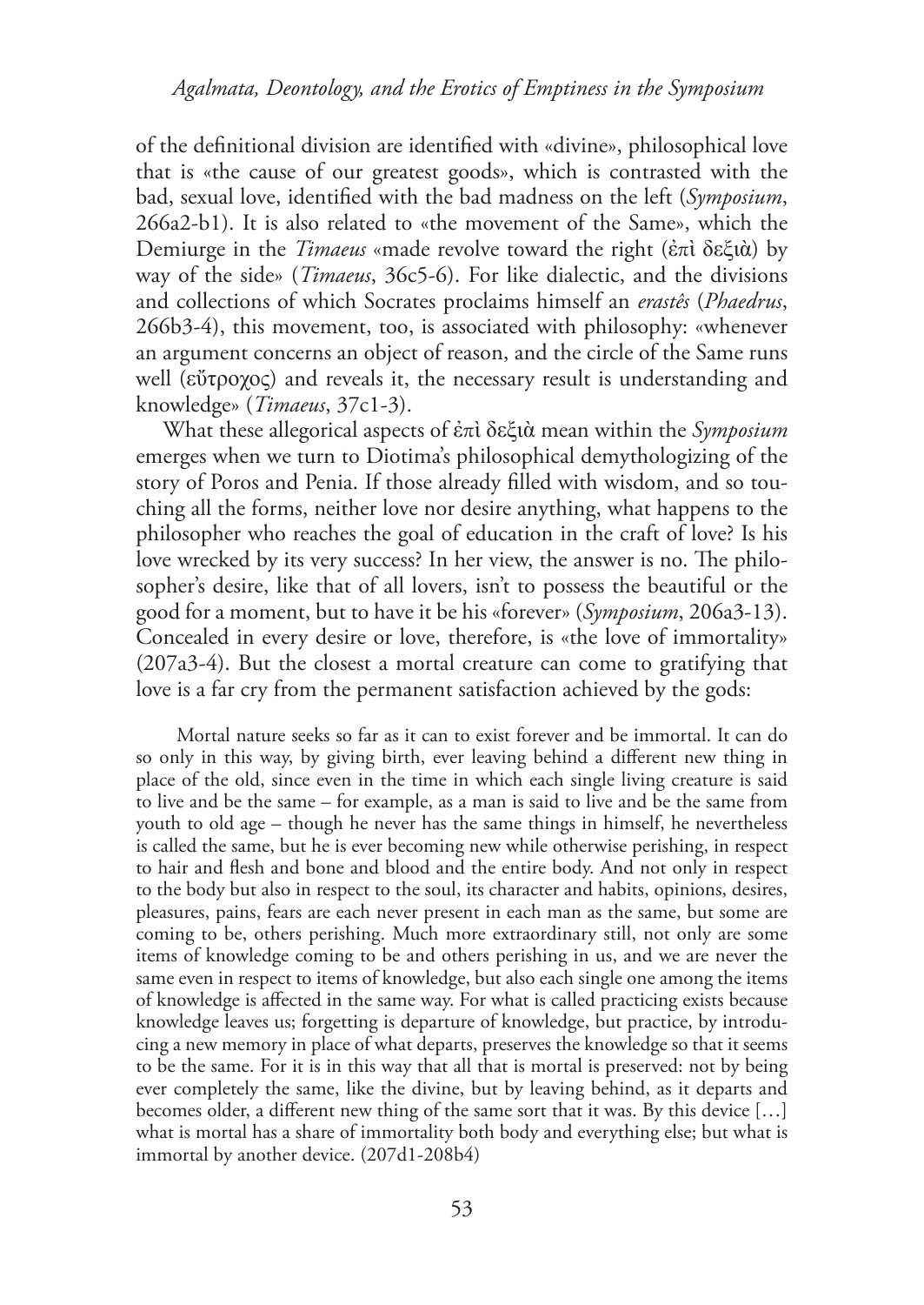of the definitional division are identified with «divine», philosophical love that is «the cause of our greatest goods», which is contrasted with the bad, sexual love, identified with the bad madness on the left (*Symposium*, 266a2-b1). It is also related to «the movement of the Same», which the Demiurge in the *Timaeus* «made revolve toward the right (ἐπὶ δεξιὰ) by way of the side» (*Timaeus*, 36c5-6). For like dialectic, and the divisions and collections of which Socrates proclaims himself an *erastês* (*Phaedrus*, 266b3-4), this movement, too, is associated with philosophy: «whenever an argument concerns an object of reason, and the circle of the Same runs well (εὔτροχος) and reveals it, the necessary result is understanding and knowledge» (*Timaeus*, 37c1-3).

What these allegorical aspects of ἐπὶ δεξιὰ mean within the *Symposium* emerges when we turn to Diotima's philosophical demythologizing of the story of Poros and Penia. If those already filled with wisdom, and so touching all the forms, neither love nor desire anything, what happens to the philosopher who reaches the goal of education in the craft of love? Is his love wrecked by its very success? In her view, the answer is no. The philosopher's desire, like that of all lovers, isn't to possess the beautiful or the good for a moment, but to have it be his «forever» (*Symposium*, 206a3-13). Concealed in every desire or love, therefore, is «the love of immortality» (207a3-4). But the closest a mortal creature can come to gratifying that love is a far cry from the permanent satisfaction achieved by the gods:

> Mortal nature seeks so far as it can to exist forever and be immortal. It can do so only in this way, by giving birth, ever leaving behind a different new thing in place of the old, since even in the time in which each single living creature is said to live and be the same – for example, as a man is said to live and be the same from youth to old age – though he never has the same things in himself, he nevertheless is called the same, but he is ever becoming new while otherwise perishing, in respect to hair and flesh and bone and blood and the entire body. And not only in respect to the body but also in respect to the soul, its character and habits, opinions, desires, pleasures, pains, fears are each never present in each man as the same, but some are coming to be, others perishing. Much more extraordinary still, not only are some items of knowledge coming to be and others perishing in us, and we are never the same even in respect to items of knowledge, but also each single one among the items of knowledge is affected in the same way. For what is called practicing exists because knowledge leaves us; forgetting is departure of knowledge, but practice, by introducing a new memory in place of what departs, preserves the knowledge so that it seems to be the same. For it is in this way that all that is mortal is preserved: not by being ever completely the same, like the divine, but by leaving behind, as it departs and becomes older, a different new thing of the same sort that it was. By this device […] what is mortal has a share of immortality both body and everything else; but what is immortal by another device. (207d1-208b4)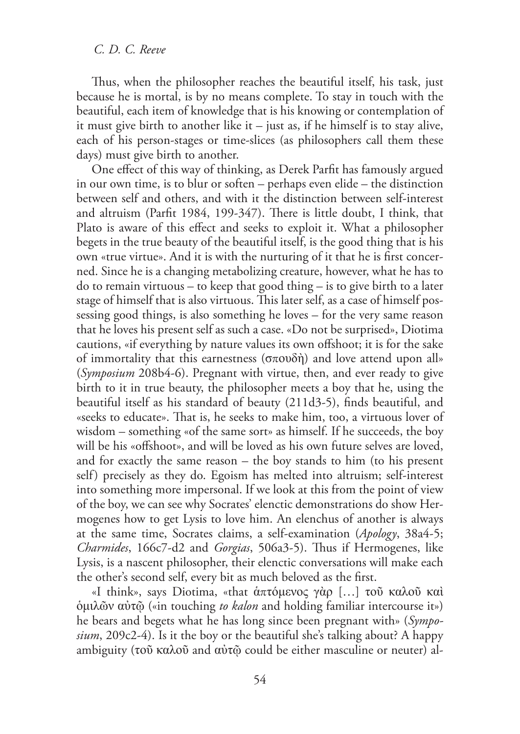Thus, when the philosopher reaches the beautiful itself, his task, just because he is mortal, is by no means complete. To stay in touch with the beautiful, each item of knowledge that is his knowing or contemplation of it must give birth to another like it – just as, if he himself is to stay alive, each of his person-stages or time-slices (as philosophers call them these days) must give birth to another.

One effect of this way of thinking, as Derek Parfit has famously argued in our own time, is to blur or soften – perhaps even elide – the distinction between self and others, and with it the distinction between self-interest and altruism (Parfit 1984, 199-347). There is little doubt, I think, that Plato is aware of this effect and seeks to exploit it. What a philosopher begets in the true beauty of the beautiful itself, is the good thing that is his own «true virtue». And it is with the nurturing of it that he is first concerned. Since he is a changing metabolizing creature, however, what he has to do to remain virtuous – to keep that good thing – is to give birth to a later stage of himself that is also virtuous. This later self, as a case of himself possessing good things, is also something he loves – for the very same reason that he loves his present self as such a case. «Do not be surprised», Diotima cautions, «if everything by nature values its own offshoot; it is for the sake of immortality that this earnestness (σπουδὴ) and love attend upon all» (*Symposium* 208b4-6). Pregnant with virtue, then, and ever ready to give birth to it in true beauty, the philosopher meets a boy that he, using the beautiful itself as his standard of beauty (211d3-5), finds beautiful, and «seeks to educate». That is, he seeks to make him, too, a virtuous lover of wisdom – something «of the same sort» as himself. If he succeeds, the boy will be his «offshoot», and will be loved as his own future selves are loved, and for exactly the same reason – the boy stands to him (to his present self) precisely as they do. Egoism has melted into altruism; self-interest into something more impersonal. If we look at this from the point of view of the boy, we can see why Socrates' elenctic demonstrations do show Hermogenes how to get Lysis to love him. An elenchus of another is always at the same time, Socrates claims, a self-examination (*Apology*, 38a4-5; *Charmides*, 166c7-d2 and *Gorgias*, 506a3-5). Thus if Hermogenes, like Lysis, is a nascent philosopher, their elenctic conversations will make each the other's second self, every bit as much beloved as the first.

«I think», says Diotima, «that ἁπτόμενος γὰρ […] τοῦ καλοῦ καὶ ὁμιλῶν αὐτῷ («in touching *to kalon* and holding familiar intercourse it») he bears and begets what he has long since been pregnant with» (*Symposium*, 209c2-4). Is it the boy or the beautiful she's talking about? A happy ambiguity (τοῦ καλοῦ and αὐτῷ could be either masculine or neuter) al-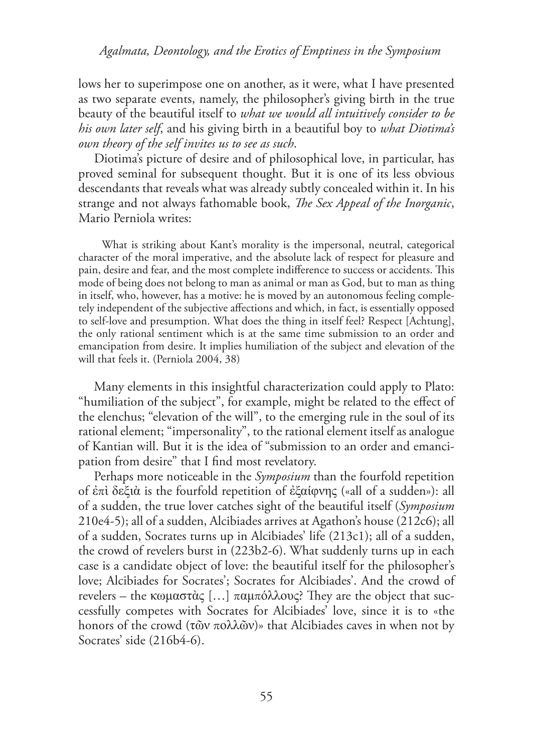lows her to superimpose one on another, as it were, what I have presented as two separate events, namely, the philosopher's giving birth in the true beauty of the beautiful itself to *what we would all intuitively consider to be his own later self*, and his giving birth in a beautiful boy to *what Diotima's own theory of the self invites us to see as such*.

Diotima's picture of desire and of philosophical love, in particular, has proved seminal for subsequent thought. But it is one of its less obvious descendants that reveals what was already subtly concealed within it. In his strange and not always fathomable book, *The Sex Appeal of the Inorganic*, Mario Perniola writes:

> What is striking about Kant's morality is the impersonal, neutral, categorical character of the moral imperative, and the absolute lack of respect for pleasure and pain, desire and fear, and the most complete indifference to success or accidents. This mode of being does not belong to man as animal or man as God, but to man as thing in itself, who, however, has a motive: he is moved by an autonomous feeling completely independent of the subjective affections and which, in fact, is essentially opposed to self-love and presumption. What does the thing in itself feel? Respect [Achtung], the only rational sentiment which is at the same time submission to an order and emancipation from desire. It implies humiliation of the subject and elevation of the will that feels it. (Perniola 2004, 38)

Many elements in this insightful characterization could apply to Plato: "humiliation of the subject", for example, might be related to the effect of the elenchus; "elevation of the will", to the emerging rule in the soul of its rational element; "impersonality", to the rational element itself as analogue of Kantian will. But it is the idea of "submission to an order and emancipation from desire" that I find most revelatory.

Perhaps more noticeable in the *Symposium* than the fourfold repetition of ἐπὶ δεξιὰ is the fourfold repetition of ἐξαίφνης («all of a sudden»): all of a sudden, the true lover catches sight of the beautiful itself (*Symposium* 210e4-5); all of a sudden, Alcibiades arrives at Agathon's house (212c6); all of a sudden, Socrates turns up in Alcibiades' life (213c1); all of a sudden, the crowd of revelers burst in (223b2-6). What suddenly turns up in each case is a candidate object of love: the beautiful itself for the philosopher's love; Alcibiades for Socrates'; Socrates for Alcibiades'. And the crowd of revelers – the κωμαστὰς […] παμπόλλους? They are the object that successfully competes with Socrates for Alcibiades' love, since it is to «the honors of the crowd (τῶν πολλῶν)» that Alcibiades caves in when not by Socrates' side (216b4-6).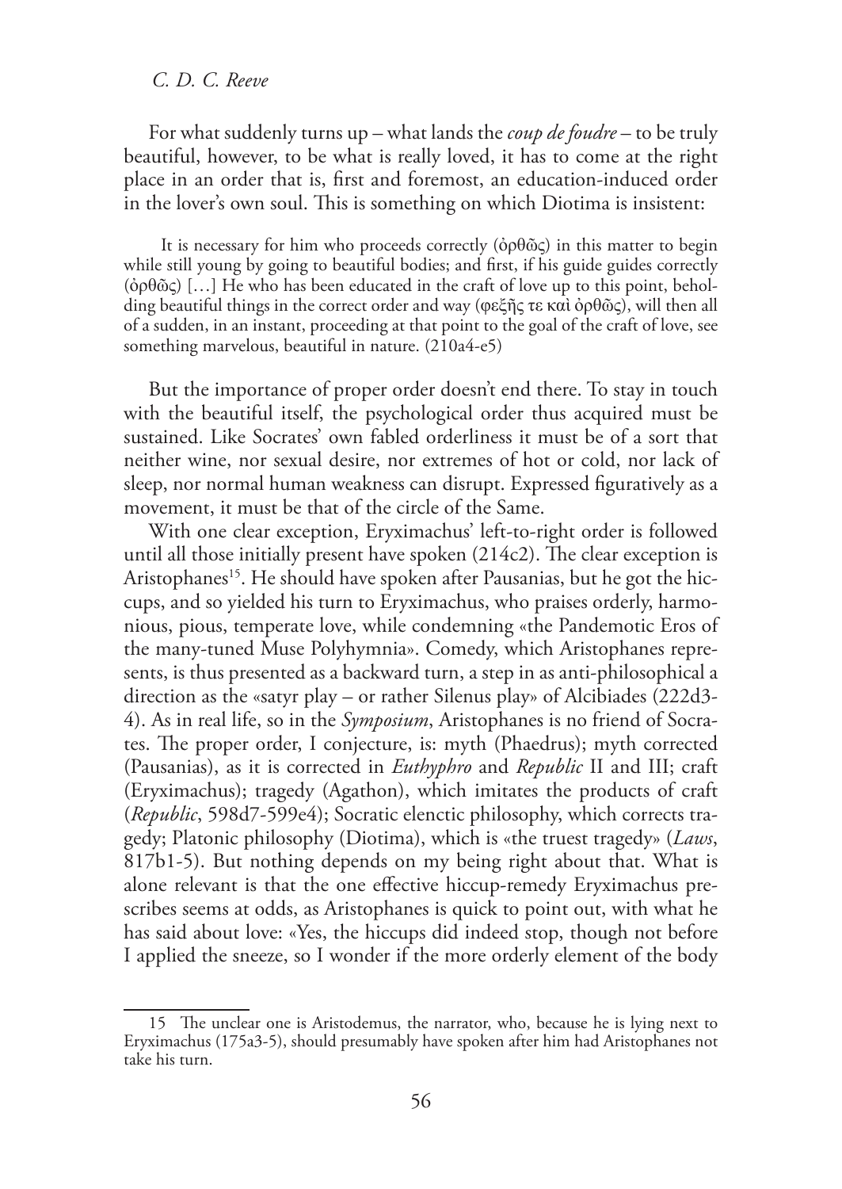For what suddenly turns up – what lands the *coup de foudre* – to be truly beautiful, however, to be what is really loved, it has to come at the right place in an order that is, first and foremost, an education-induced order in the lover's own soul. This is something on which Diotima is insistent:

> It is necessary for him who proceeds correctly (ὀρθῶς) in this matter to begin while still young by going to beautiful bodies; and first, if his guide guides correctly (ὀρθῶς) […] He who has been educated in the craft of love up to this point, beholding beautiful things in the correct order and way (φεξῆς τε καὶ ὀρθῶς), will then all of a sudden, in an instant, proceeding at that point to the goal of the craft of love, see something marvelous, beautiful in nature. (210a4-e5)

But the importance of proper order doesn't end there. To stay in touch with the beautiful itself, the psychological order thus acquired must be sustained. Like Socrates' own fabled orderliness it must be of a sort that neither wine, nor sexual desire, nor extremes of hot or cold, nor lack of sleep, nor normal human weakness can disrupt. Expressed figuratively as a movement, it must be that of the circle of the Same.

With one clear exception, Eryximachus' left-to-right order is followed until all those initially present have spoken (214c2). The clear exception is Aristophanes[15]. He should have spoken after Pausanias, but he got the hiccups, and so yielded his turn to Eryximachus, who praises orderly, harmonious, pious, temperate love, while condemning «the Pandemotic Eros of the many-tuned Muse Polyhymnia». Comedy, which Aristophanes represents, is thus presented as a backward turn, a step in as anti-philosophical a direction as the «satyr play – or rather Silenus play» of Alcibiades (222d3-4). As in real life, so in the *Symposium*, Aristophanes is no friend of Socrates. The proper order, I conjecture, is: myth (Phaedrus); myth corrected (Pausanias), as it is corrected in *Euthyphro* and *Republic* II and III; craft (Eryximachus); tragedy (Agathon), which imitates the products of craft (*Republic*, 598d7-599e4); Socratic elenctic philosophy, which corrects tragedy; Platonic philosophy (Diotima), which is «the truest tragedy» (*Laws*, 817b1-5). But nothing depends on my being right about that. What is alone relevant is that the one effective hiccup-remedy Eryximachus prescribes seems at odds, as Aristophanes is quick to point out, with what he has said about love: «Yes, the hiccups did indeed stop, though not before I applied the sneeze, so I wonder if the more orderly element of the body

---

[15] The unclear one is Aristodemus, the narrator, who, because he is lying next to Eryximachus (175a3-5), should presumably have spoken after him had Aristophanes not take his turn.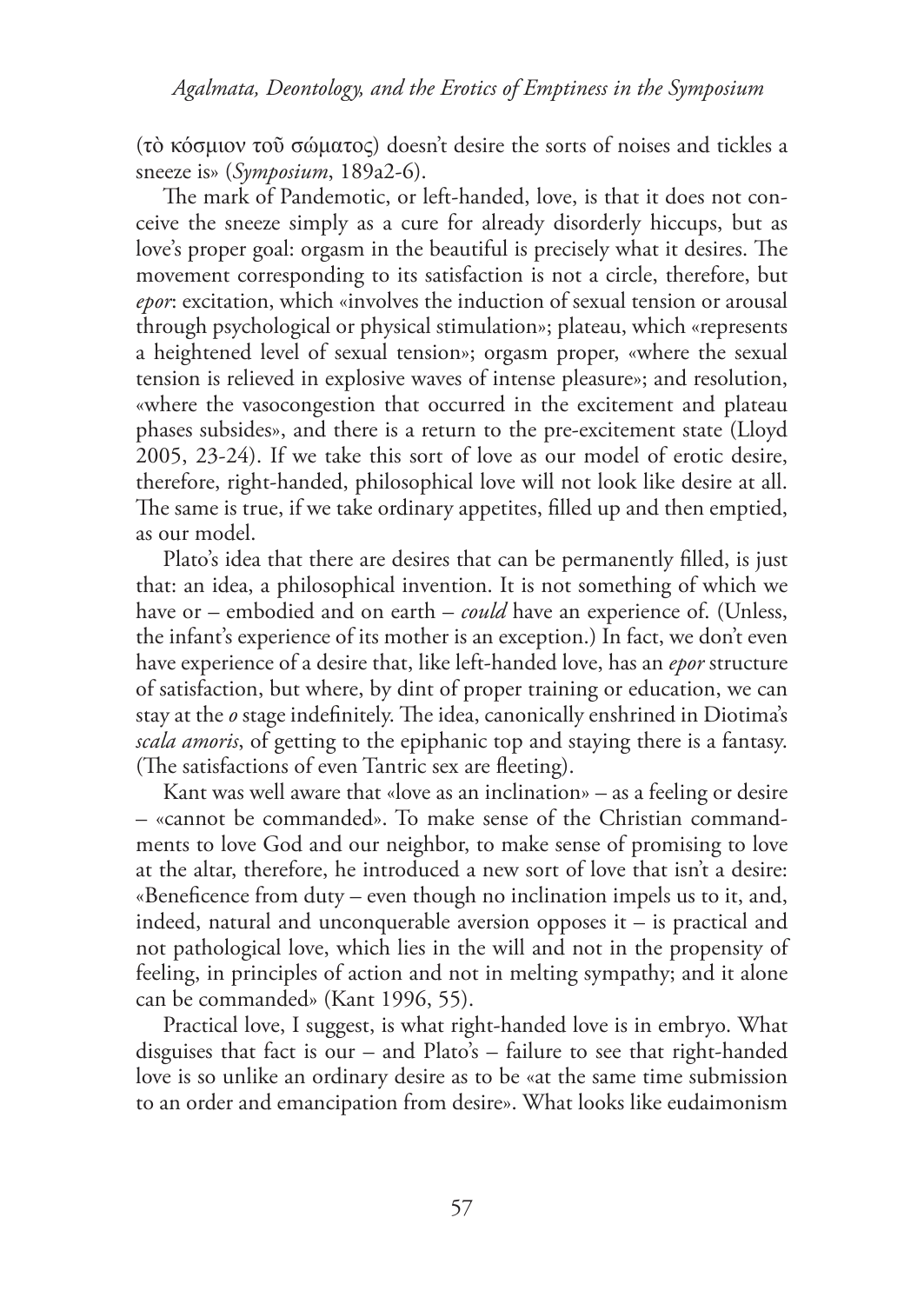(τὸ κόσμιον τοῦ σώματος) doesn't desire the sorts of noises and tickles a sneeze is» (*Symposium*, 189a2-6).

The mark of Pandemotic, or left-handed, love, is that it does not conceive the sneeze simply as a cure for already disorderly hiccups, but as love's proper goal: orgasm in the beautiful is precisely what it desires. The movement corresponding to its satisfaction is not a circle, therefore, but *epor*: excitation, which «involves the induction of sexual tension or arousal through psychological or physical stimulation»; plateau, which «represents a heightened level of sexual tension»; orgasm proper, «where the sexual tension is relieved in explosive waves of intense pleasure»; and resolution, «where the vasocongestion that occurred in the excitement and plateau phases subsides», and there is a return to the pre-excitement state (Lloyd 2005, 23-24). If we take this sort of love as our model of erotic desire, therefore, right-handed, philosophical love will not look like desire at all. The same is true, if we take ordinary appetites, filled up and then emptied, as our model.

Plato's idea that there are desires that can be permanently filled, is just that: an idea, a philosophical invention. It is not something of which we have or – embodied and on earth – *could* have an experience of. (Unless, the infant's experience of its mother is an exception.) In fact, we don't even have experience of a desire that, like left-handed love, has an *epor* structure of satisfaction, but where, by dint of proper training or education, we can stay at the *o* stage indefinitely. The idea, canonically enshrined in Diotima's *scala amoris*, of getting to the epiphanic top and staying there is a fantasy. (The satisfactions of even Tantric sex are fleeting).

Kant was well aware that «love as an inclination» – as a feeling or desire – «cannot be commanded». To make sense of the Christian commandments to love God and our neighbor, to make sense of promising to love at the altar, therefore, he introduced a new sort of love that isn't a desire: «Beneficence from duty – even though no inclination impels us to it, and, indeed, natural and unconquerable aversion opposes it – is practical and not pathological love, which lies in the will and not in the propensity of feeling, in principles of action and not in melting sympathy; and it alone can be commanded» (Kant 1996, 55).

Practical love, I suggest, is what right-handed love is in embryo. What disguises that fact is our – and Plato's – failure to see that right-handed love is so unlike an ordinary desire as to be «at the same time submission to an order and emancipation from desire». What looks like eudaimonism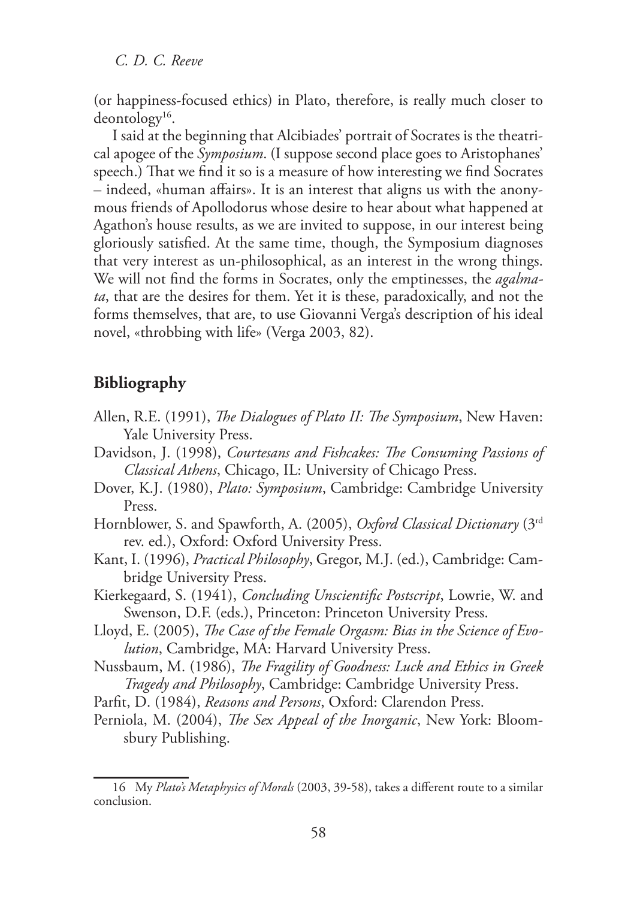(or happiness-focused ethics) in Plato, therefore, is really much closer to deontology[16].

I said at the beginning that Alcibiades' portrait of Socrates is the theatrical apogee of the *Symposium*. (I suppose second place goes to Aristophanes' speech.) That we find it so is a measure of how interesting we find Socrates – indeed, «human affairs». It is an interest that aligns us with the anonymous friends of Apollodorus whose desire to hear about what happened at Agathon's house results, as we are invited to suppose, in our interest being gloriously satisfied. At the same time, though, the Symposium diagnoses that very interest as un-philosophical, as an interest in the wrong things. We will not find the forms in Socrates, only the emptinesses, the *agalmata*, that are the desires for them. Yet it is these, paradoxically, and not the forms themselves, that are, to use Giovanni Verga's description of his ideal novel, «throbbing with life» (Verga 2003, 82).

## Bibliography

Allen, R.E. (1991), *The Dialogues of Plato II: The Symposium*, New Haven: Yale University Press.

Davidson, J. (1998), *Courtesans and Fishcakes: The Consuming Passions of Classical Athens*, Chicago, IL: University of Chicago Press.

Dover, K.J. (1980), *Plato: Symposium*, Cambridge: Cambridge University Press.

Hornblower, S. and Spawforth, A. (2005), *Oxford Classical Dictionary* (3rd rev. ed.), Oxford: Oxford University Press.

Kant, I. (1996), *Practical Philosophy*, Gregor, M.J. (ed.), Cambridge: Cambridge University Press.

Kierkegaard, S. (1941), *Concluding Unscientific Postscript*, Lowrie, W. and Swenson, D.F. (eds.), Princeton: Princeton University Press.

Lloyd, E. (2005), *The Case of the Female Orgasm: Bias in the Science of Evolution*, Cambridge, MA: Harvard University Press.

Nussbaum, M. (1986), *The Fragility of Goodness: Luck and Ethics in Greek Tragedy and Philosophy*, Cambridge: Cambridge University Press.

Parfit, D. (1984), *Reasons and Persons*, Oxford: Clarendon Press.

Perniola, M. (2004), *The Sex Appeal of the Inorganic*, New York: Bloomsbury Publishing.

---

16 My *Plato's Metaphysics of Morals* (2003, 39-58), takes a different route to a similar conclusion.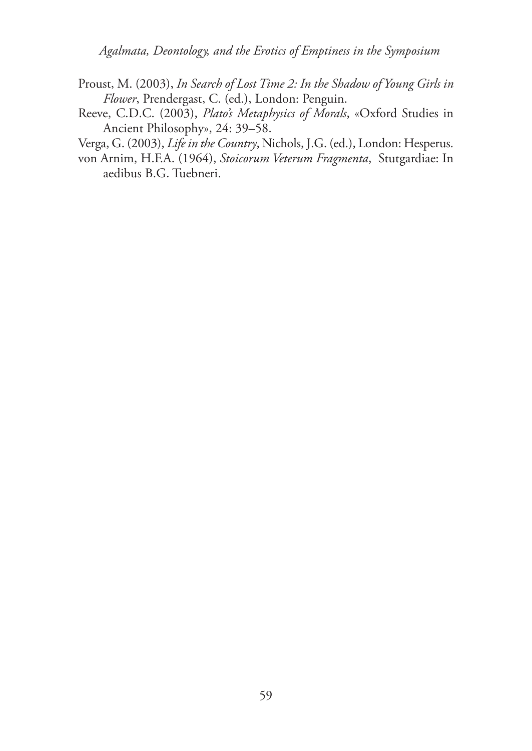Proust, M. (2003), *In Search of Lost Time 2: In the Shadow of Young Girls in Flower*, Prendergast, C. (ed.), London: Penguin.

Reeve, C.D.C. (2003), *Plato's Metaphysics of Morals*, «Oxford Studies in Ancient Philosophy», 24: 39–58.

Verga, G. (2003), *Life in the Country*, Nichols, J.G. (ed.), London: Hesperus.

von Arnim, H.F.A. (1964), *Stoicorum Veterum Fragmenta*, Stutgardiae: In aedibus B.G. Tuebneri.